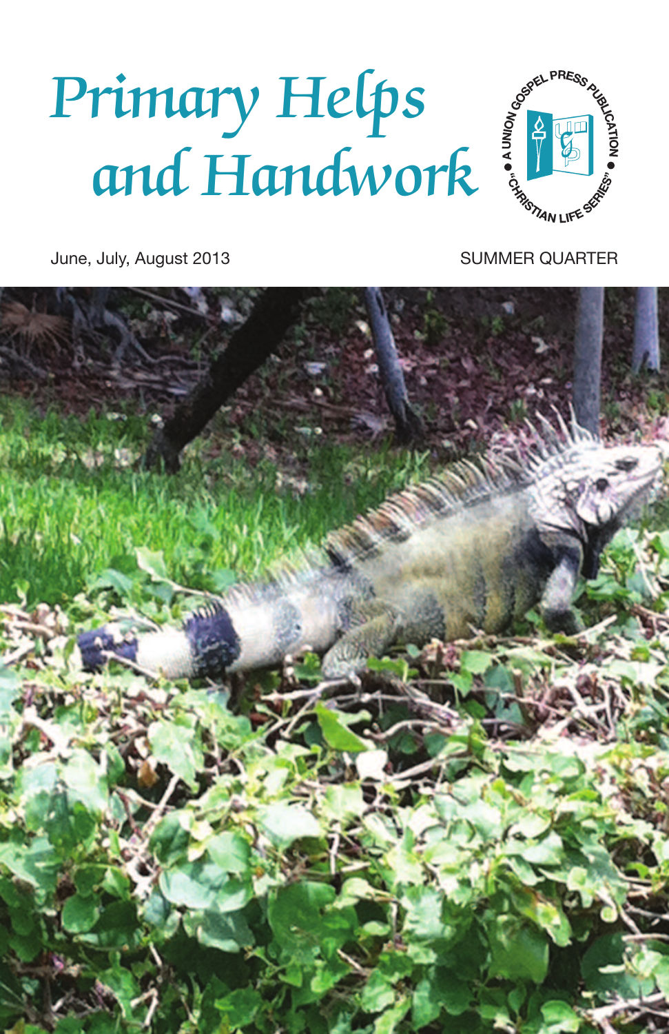# Primary Helps and Handwork

A UNION GOSPEL PRESS PUBLICATION • "CHRISTIAN LIFE SERIES" •

June, July, August 2013

SUMMER QUARTER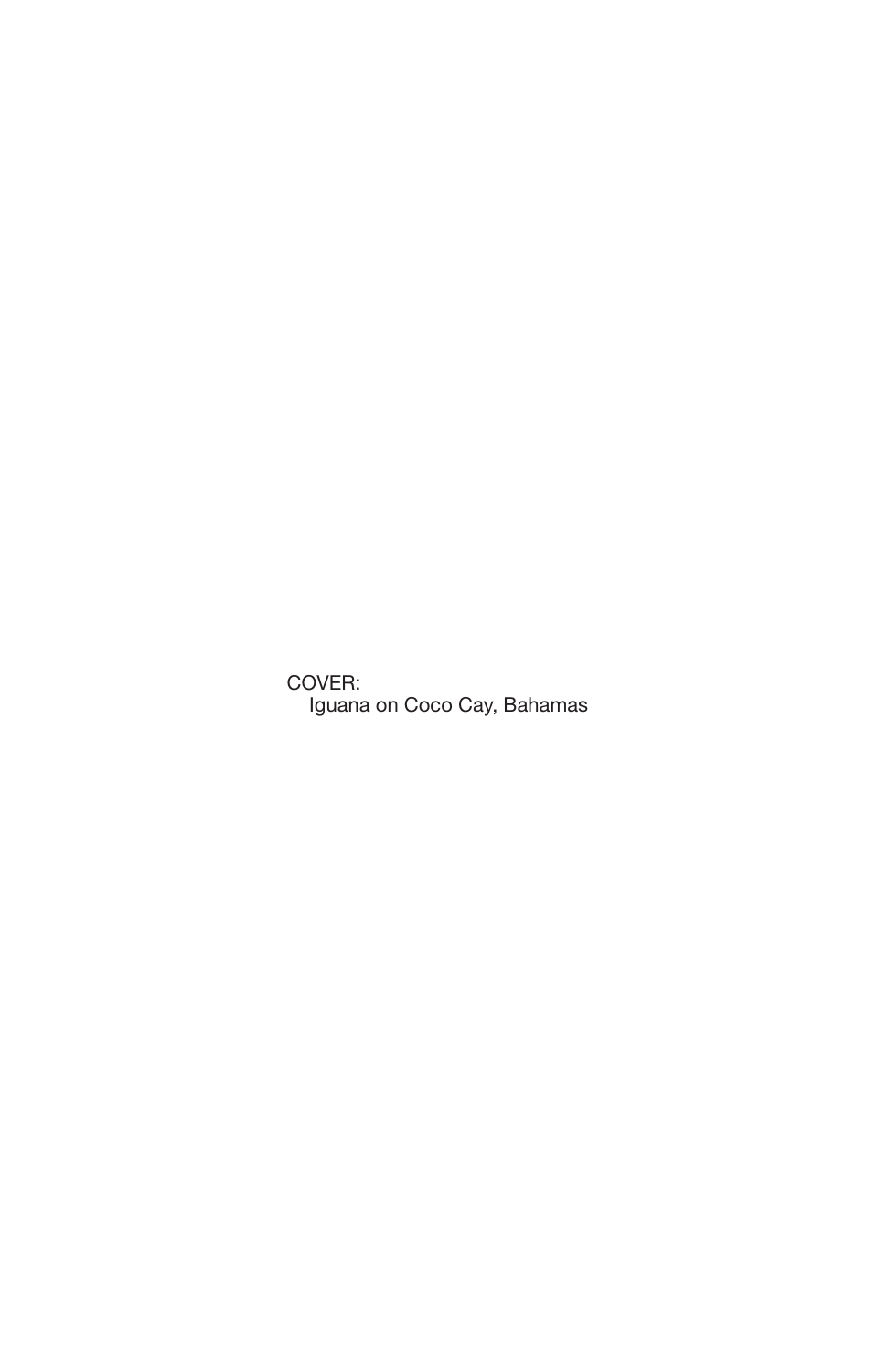COVER:
Iguana on Coco Cay, Bahamas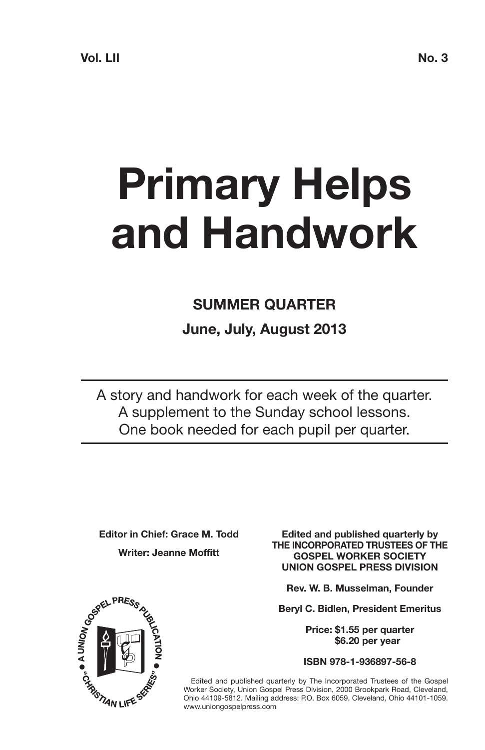**Vol. LII** **No. 3**

# Primary Helps and Handwork

## SUMMER QUARTER

### June, July, August 2013

---

A story and handwork for each week of the quarter.
A supplement to the Sunday school lessons.
One book needed for each pupil per quarter.

---

**Editor in Chief: Grace M. Todd**

**Writer: Jeanne Moffitt**

**Edited and published quarterly by**
**THE INCORPORATED TRUSTEES OF THE GOSPEL WORKER SOCIETY**
**UNION GOSPEL PRESS DIVISION**

**Rev. W. B. Musselman, Founder**

**Beryl C. Bidlen, President Emeritus**

**Price: $1.55 per quarter**
**$6.20 per year**

**ISBN 978-1-936897-56-8**

A UNION GOSPEL PRESS PUBLICATION • "CHRISTIAN LIFE SERIES" •

Edited and published quarterly by The Incorporated Trustees of the Gospel Worker Society, Union Gospel Press Division, 2000 Brookpark Road, Cleveland, Ohio 44109-5812. Mailing address: P.O. Box 6059, Cleveland, Ohio 44101-1059. www.uniongospelpress.com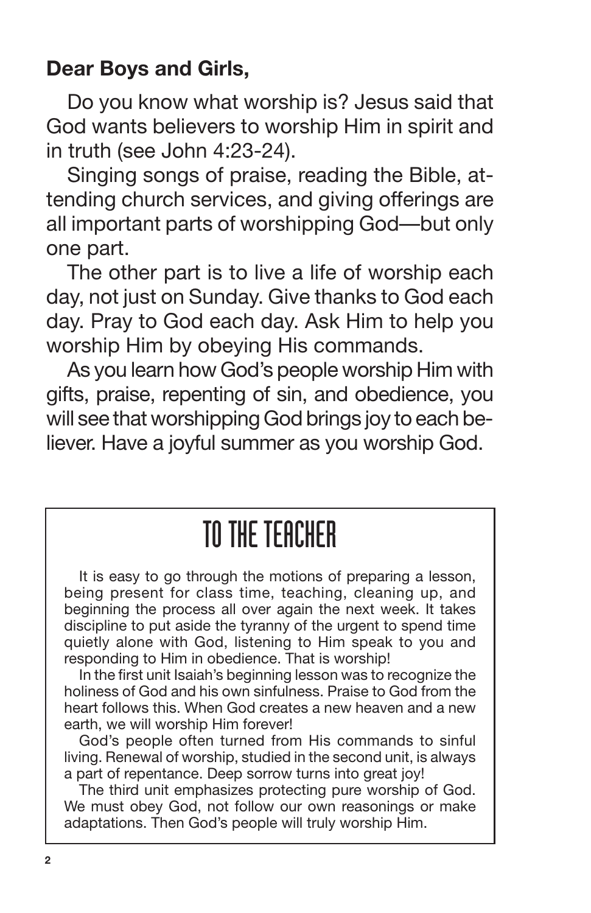**Dear Boys and Girls,**

Do you know what worship is? Jesus said that God wants believers to worship Him in spirit and in truth (see John 4:23-24).

Singing songs of praise, reading the Bible, attending church services, and giving offerings are all important parts of worshipping God—but only one part.

The other part is to live a life of worship each day, not just on Sunday. Give thanks to God each day. Pray to God each day. Ask Him to help you worship Him by obeying His commands.

As you learn how God's people worship Him with gifts, praise, repenting of sin, and obedience, you will see that worshipping God brings joy to each believer. Have a joyful summer as you worship God.

## TO THE TEACHER

It is easy to go through the motions of preparing a lesson, being present for class time, teaching, cleaning up, and beginning the process all over again the next week. It takes discipline to put aside the tyranny of the urgent to spend time quietly alone with God, listening to Him speak to you and responding to Him in obedience. That is worship!

In the first unit Isaiah's beginning lesson was to recognize the holiness of God and his own sinfulness. Praise to God from the heart follows this. When God creates a new heaven and a new earth, we will worship Him forever!

God's people often turned from His commands to sinful living. Renewal of worship, studied in the second unit, is always a part of repentance. Deep sorrow turns into great joy!

The third unit emphasizes protecting pure worship of God. We must obey God, not follow our own reasonings or make adaptations. Then God's people will truly worship Him.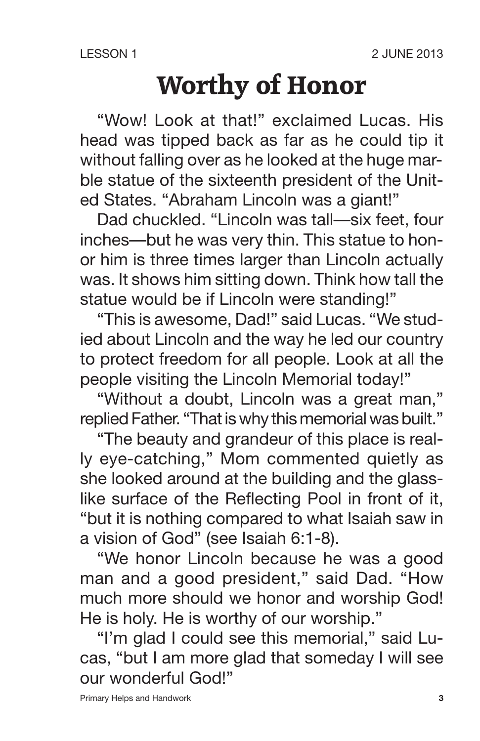# Worthy of Honor

"Wow! Look at that!" exclaimed Lucas. His head was tipped back as far as he could tip it without falling over as he looked at the huge marble statue of the sixteenth president of the United States. "Abraham Lincoln was a giant!"

Dad chuckled. "Lincoln was tall—six feet, four inches—but he was very thin. This statue to honor him is three times larger than Lincoln actually was. It shows him sitting down. Think how tall the statue would be if Lincoln were standing!"

"This is awesome, Dad!" said Lucas. "We studied about Lincoln and the way he led our country to protect freedom for all people. Look at all the people visiting the Lincoln Memorial today!"

"Without a doubt, Lincoln was a great man," replied Father. "That is why this memorial was built."

"The beauty and grandeur of this place is really eye-catching," Mom commented quietly as she looked around at the building and the glass-like surface of the Reflecting Pool in front of it, "but it is nothing compared to what Isaiah saw in a vision of God" (see Isaiah 6:1-8).

"We honor Lincoln because he was a good man and a good president," said Dad. "How much more should we honor and worship God! He is holy. He is worthy of our worship."

"I'm glad I could see this memorial," said Lucas, "but I am more glad that someday I will see our wonderful God!"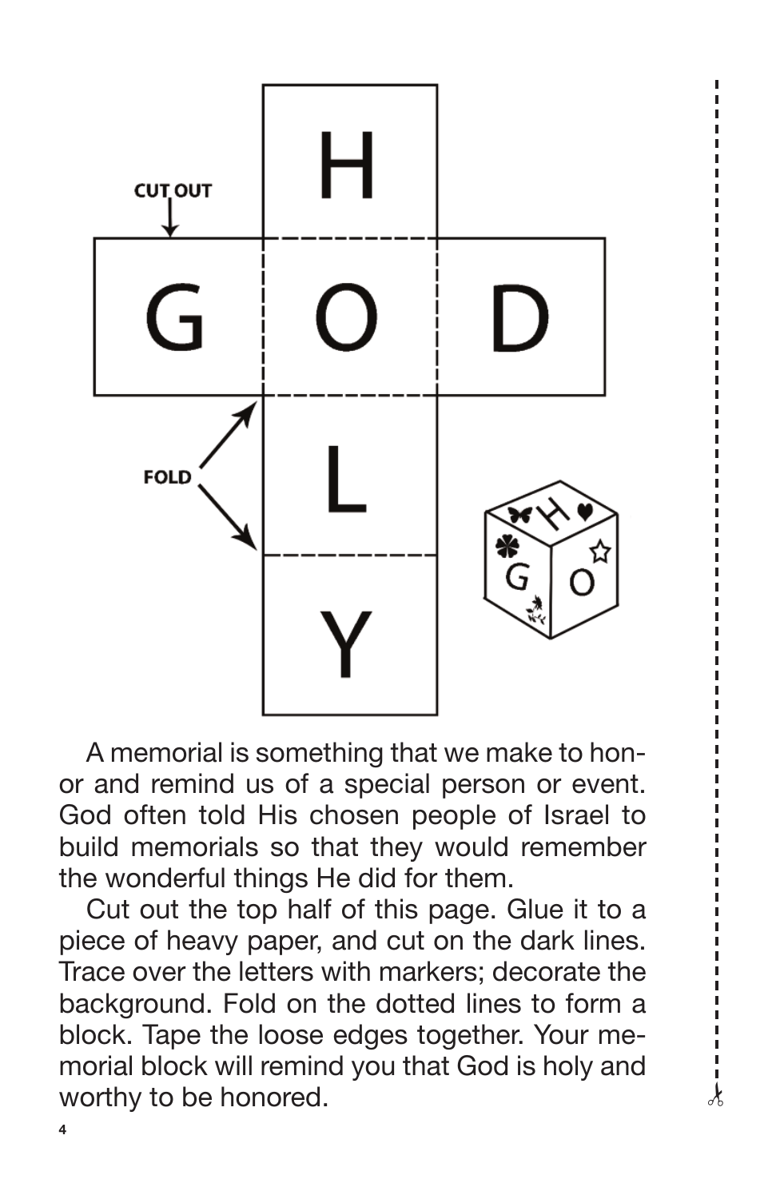CUT OUT

H

G O D

FOLD

L

Y

A memorial is something that we make to honor and remind us of a special person or event. God often told His chosen people of Israel to build memorials so that they would remember the wonderful things He did for them.

Cut out the top half of this page. Glue it to a piece of heavy paper, and cut on the dark lines. Trace over the letters with markers; decorate the background. Fold on the dotted lines to form a block. Tape the loose edges together. Your memorial block will remind you that God is holy and worthy to be honored.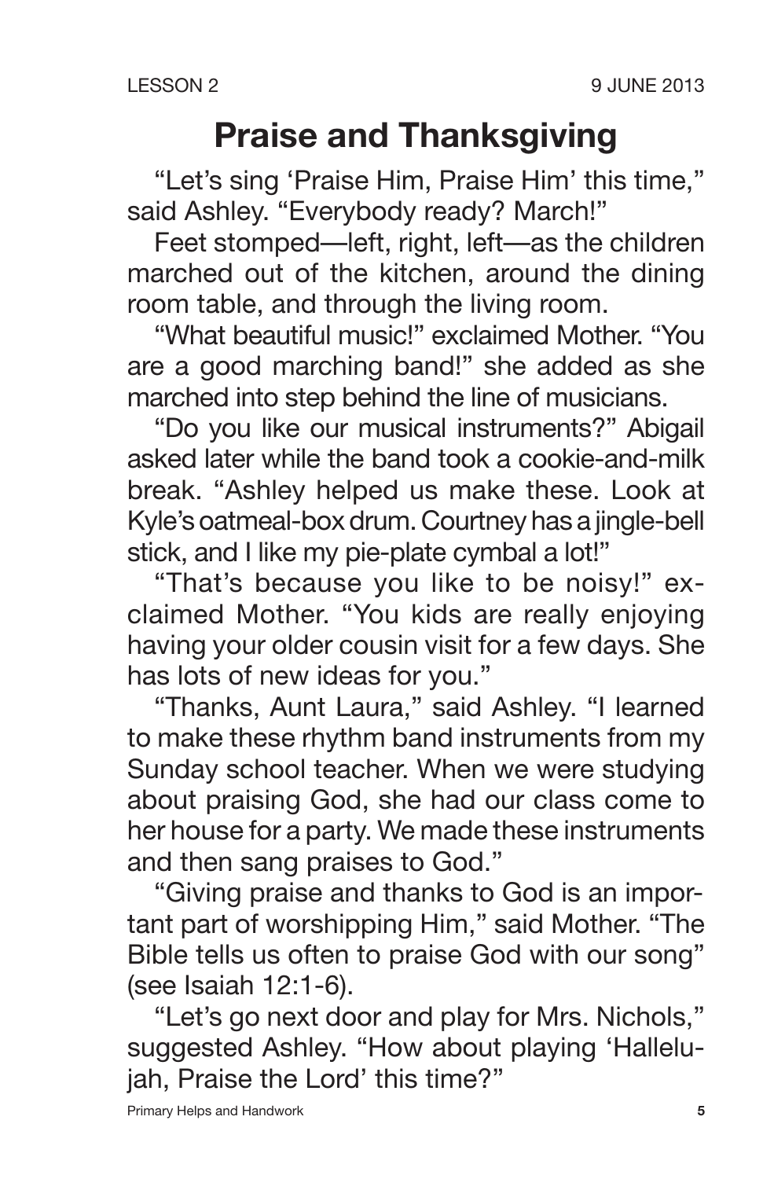# Praise and Thanksgiving

"Let's sing 'Praise Him, Praise Him' this time," said Ashley. "Everybody ready? March!"

Feet stomped—left, right, left—as the children marched out of the kitchen, around the dining room table, and through the living room.

"What beautiful music!" exclaimed Mother. "You are a good marching band!" she added as she marched into step behind the line of musicians.

"Do you like our musical instruments?" Abigail asked later while the band took a cookie-and-milk break. "Ashley helped us make these. Look at Kyle's oatmeal-box drum. Courtney has a jingle-bell stick, and I like my pie-plate cymbal a lot!"

"That's because you like to be noisy!" exclaimed Mother. "You kids are really enjoying having your older cousin visit for a few days. She has lots of new ideas for you."

"Thanks, Aunt Laura," said Ashley. "I learned to make these rhythm band instruments from my Sunday school teacher. When we were studying about praising God, she had our class come to her house for a party. We made these instruments and then sang praises to God."

"Giving praise and thanks to God is an important part of worshipping Him," said Mother. "The Bible tells us often to praise God with our song" (see Isaiah 12:1-6).

"Let's go next door and play for Mrs. Nichols," suggested Ashley. "How about playing 'Hallelujah, Praise the Lord' this time?"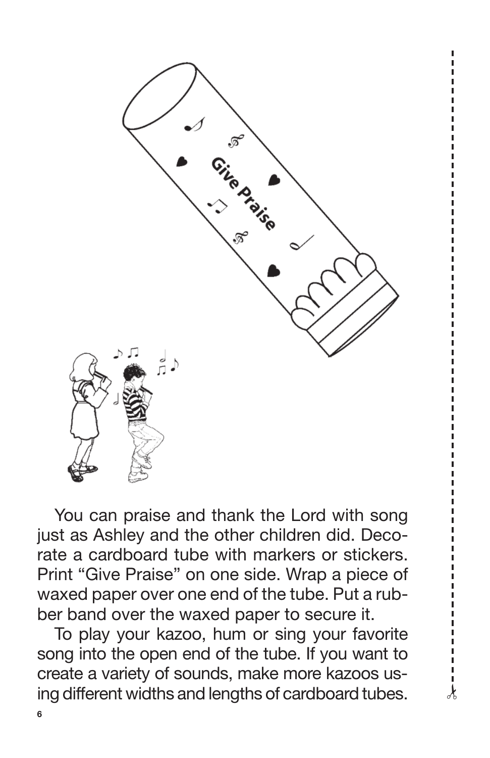You can praise and thank the Lord with song just as Ashley and the other children did. Decorate a cardboard tube with markers or stickers. Print “Give Praise” on one side. Wrap a piece of waxed paper over one end of the tube. Put a rubber band over the waxed paper to secure it.

To play your kazoo, hum or sing your favorite song into the open end of the tube. If you want to create a variety of sounds, make more kazoos using different widths and lengths of cardboard tubes.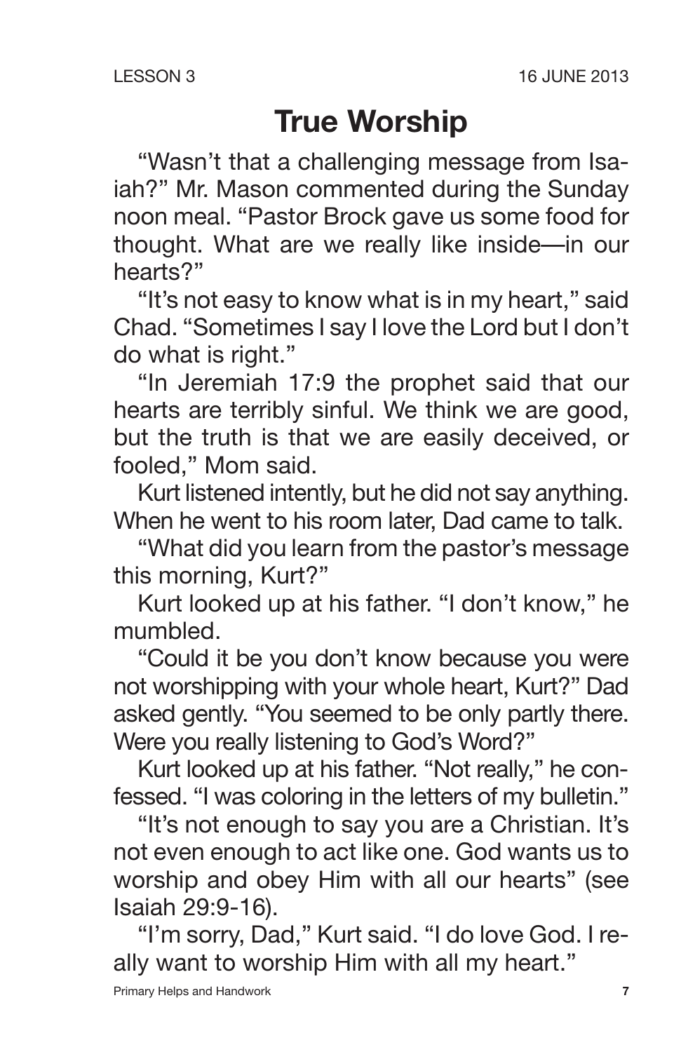# True Worship

"Wasn't that a challenging message from Isaiah?" Mr. Mason commented during the Sunday noon meal. "Pastor Brock gave us some food for thought. What are we really like inside—in our hearts?"

"It's not easy to know what is in my heart," said Chad. "Sometimes I say I love the Lord but I don't do what is right."

"In Jeremiah 17:9 the prophet said that our hearts are terribly sinful. We think we are good, but the truth is that we are easily deceived, or fooled," Mom said.

Kurt listened intently, but he did not say anything. When he went to his room later, Dad came to talk.

"What did you learn from the pastor's message this morning, Kurt?"

Kurt looked up at his father. "I don't know," he mumbled.

"Could it be you don't know because you were not worshipping with your whole heart, Kurt?" Dad asked gently. "You seemed to be only partly there. Were you really listening to God's Word?"

Kurt looked up at his father. "Not really," he confessed. "I was coloring in the letters of my bulletin."

"It's not enough to say you are a Christian. It's not even enough to act like one. God wants us to worship and obey Him with all our hearts" (see Isaiah 29:9-16).

"I'm sorry, Dad," Kurt said. "I do love God. I really want to worship Him with all my heart."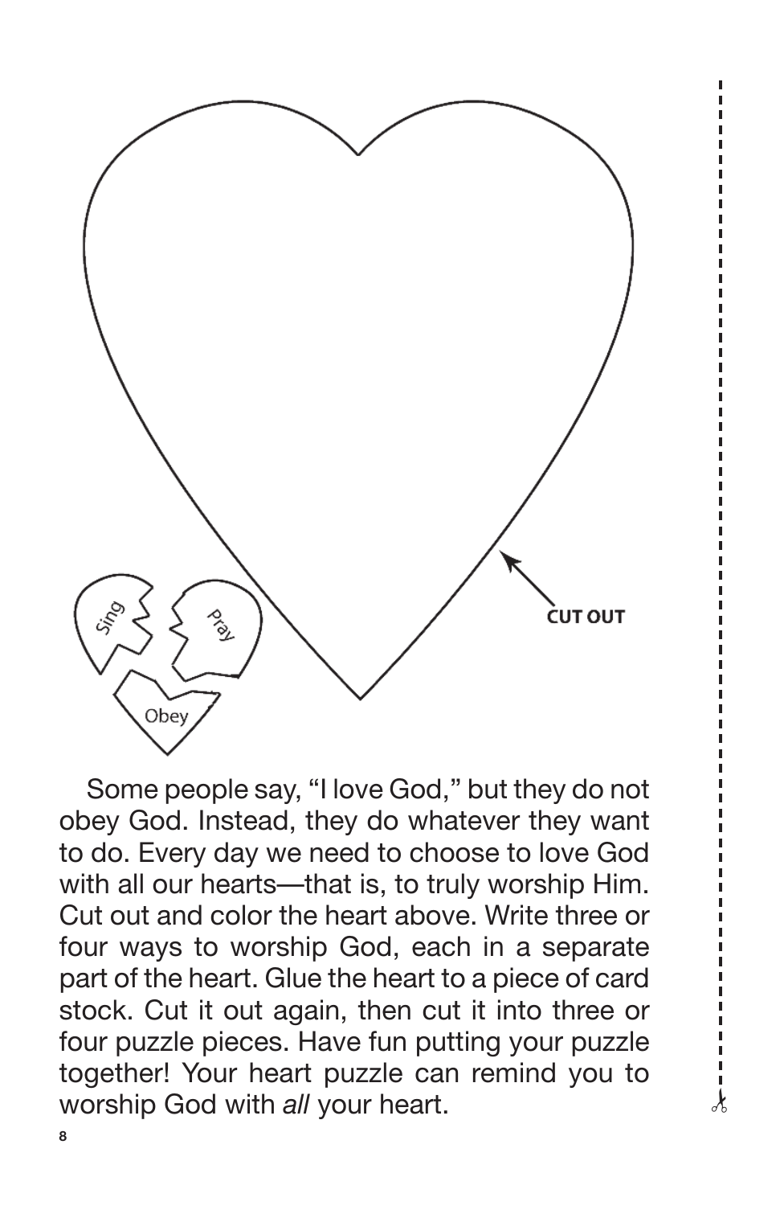CUT OUT

Sing

Pray

Obey

Some people say, "I love God," but they do not obey God. Instead, they do whatever they want to do. Every day we need to choose to love God with all our hearts—that is, to truly worship Him. Cut out and color the heart above. Write three or four ways to worship God, each in a separate part of the heart. Glue the heart to a piece of card stock. Cut it out again, then cut it into three or four puzzle pieces. Have fun putting your puzzle together! Your heart puzzle can remind you to worship God with *all* your heart.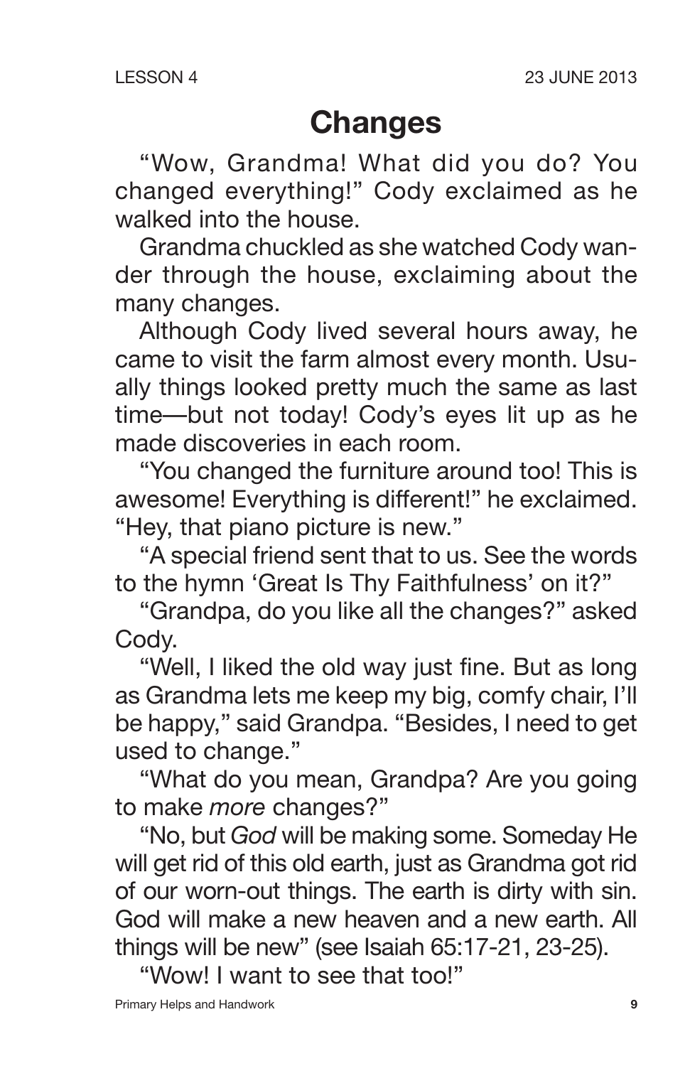LESSON 4 23 JUNE 2013

# Changes

"Wow, Grandma! What did you do? You changed everything!" Cody exclaimed as he walked into the house.

Grandma chuckled as she watched Cody wander through the house, exclaiming about the many changes.

Although Cody lived several hours away, he came to visit the farm almost every month. Usually things looked pretty much the same as last time—but not today! Cody's eyes lit up as he made discoveries in each room.

"You changed the furniture around too! This is awesome! Everything is different!" he exclaimed. "Hey, that piano picture is new."

"A special friend sent that to us. See the words to the hymn 'Great Is Thy Faithfulness' on it?"

"Grandpa, do you like all the changes?" asked Cody.

"Well, I liked the old way just fine. But as long as Grandma lets me keep my big, comfy chair, I'll be happy," said Grandpa. "Besides, I need to get used to change."

"What do you mean, Grandpa? Are you going to make *more* changes?"

"No, but *God* will be making some. Someday He will get rid of this old earth, just as Grandma got rid of our worn-out things. The earth is dirty with sin. God will make a new heaven and a new earth. All things will be new" (see Isaiah 65:17-21, 23-25).

"Wow! I want to see that too!"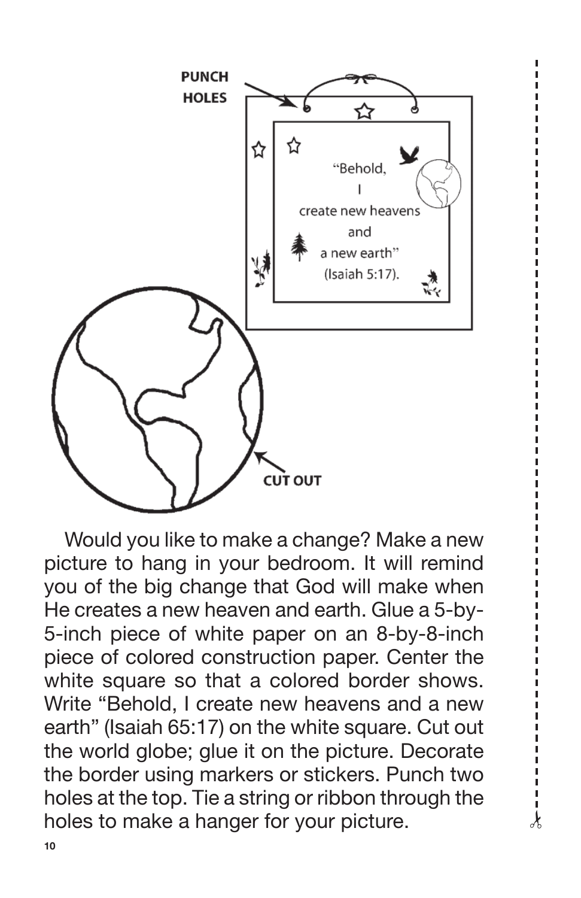PUNCH HOLES

"Behold, I create new heavens and a new earth" (Isaiah 5:17).

CUT OUT

Would you like to make a change? Make a new picture to hang in your bedroom. It will remind you of the big change that God will make when He creates a new heaven and earth. Glue a 5-by-5-inch piece of white paper on an 8-by-8-inch piece of colored construction paper. Center the white square so that a colored border shows. Write "Behold, I create new heavens and a new earth" (Isaiah 65:17) on the white square. Cut out the world globe; glue it on the picture. Decorate the border using markers or stickers. Punch two holes at the top. Tie a string or ribbon through the holes to make a hanger for your picture.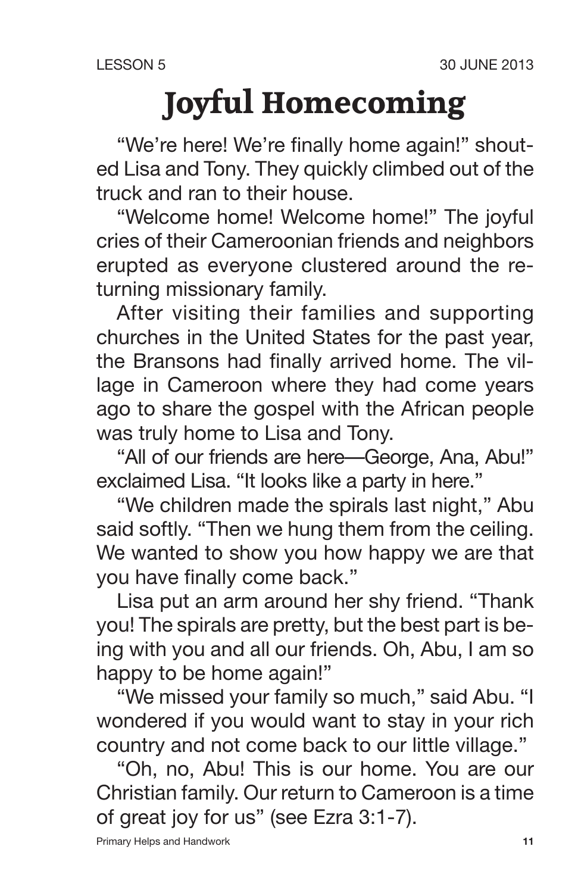LESSON 5 30 JUNE 2013

# Joyful Homecoming

"We're here! We're finally home again!" shouted Lisa and Tony. They quickly climbed out of the truck and ran to their house.

"Welcome home! Welcome home!" The joyful cries of their Cameroonian friends and neighbors erupted as everyone clustered around the returning missionary family.

After visiting their families and supporting churches in the United States for the past year, the Bransons had finally arrived home. The village in Cameroon where they had come years ago to share the gospel with the African people was truly home to Lisa and Tony.

"All of our friends are here—George, Ana, Abu!" exclaimed Lisa. "It looks like a party in here."

"We children made the spirals last night," Abu said softly. "Then we hung them from the ceiling. We wanted to show you how happy we are that you have finally come back."

Lisa put an arm around her shy friend. "Thank you! The spirals are pretty, but the best part is being with you and all our friends. Oh, Abu, I am so happy to be home again!"

"We missed your family so much," said Abu. "I wondered if you would want to stay in your rich country and not come back to our little village."

"Oh, no, Abu! This is our home. You are our Christian family. Our return to Cameroon is a time of great joy for us" (see Ezra 3:1-7).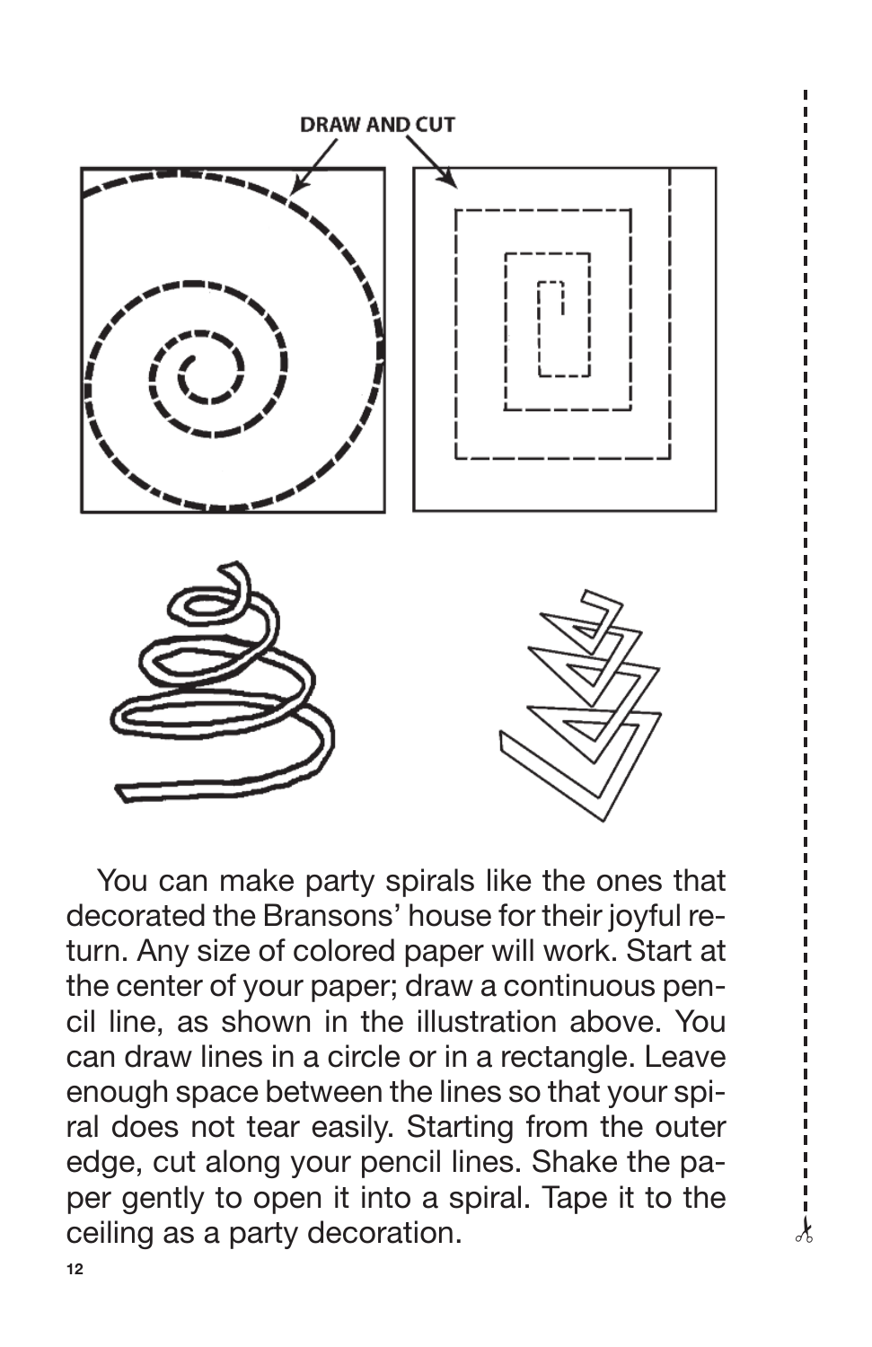DRAW AND CUT

You can make party spirals like the ones that decorated the Bransons' house for their joyful return. Any size of colored paper will work. Start at the center of your paper; draw a continuous pencil line, as shown in the illustration above. You can draw lines in a circle or in a rectangle. Leave enough space between the lines so that your spiral does not tear easily. Starting from the outer edge, cut along your pencil lines. Shake the paper gently to open it into a spiral. Tape it to the ceiling as a party decoration.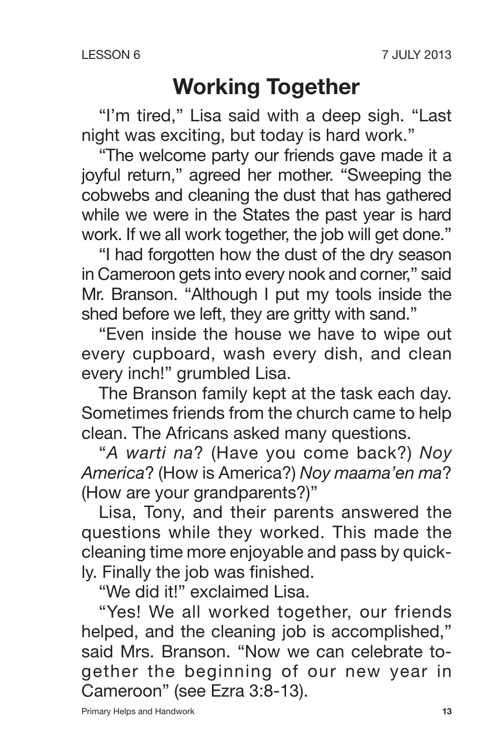# Working Together

"I'm tired," Lisa said with a deep sigh. "Last night was exciting, but today is hard work."

"The welcome party our friends gave made it a joyful return," agreed her mother. "Sweeping the cobwebs and cleaning the dust that has gathered while we were in the States the past year is hard work. If we all work together, the job will get done."

"I had forgotten how the dust of the dry season in Cameroon gets into every nook and corner," said Mr. Branson. "Although I put my tools inside the shed before we left, they are gritty with sand."

"Even inside the house we have to wipe out every cupboard, wash every dish, and clean every inch!" grumbled Lisa.

The Branson family kept at the task each day. Sometimes friends from the church came to help clean. The Africans asked many questions.

"*A warti na*? (Have you come back?) *Noy America*? (How is America?) *Noy maama'en ma*? (How are your grandparents?)"

Lisa, Tony, and their parents answered the questions while they worked. This made the cleaning time more enjoyable and pass by quickly. Finally the job was finished.

"We did it!" exclaimed Lisa.

"Yes! We all worked together, our friends helped, and the cleaning job is accomplished," said Mrs. Branson. "Now we can celebrate together the beginning of our new year in Cameroon" (see Ezra 3:8-13).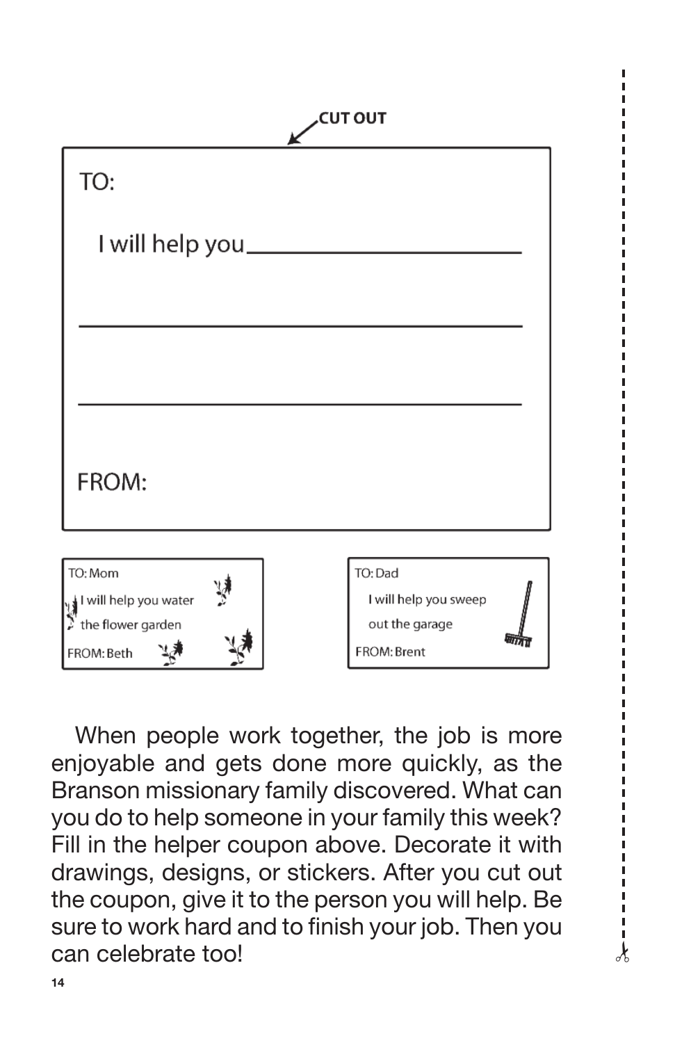CUT OUT

TO:

I will help you ______________________

______________________________________

______________________________________

FROM:

TO: Mom
I will help you water
the flower garden
FROM: Beth

TO: Dad
I will help you sweep
out the garage
FROM: Brent

When people work together, the job is more enjoyable and gets done more quickly, as the Branson missionary family discovered. What can you do to help someone in your family this week? Fill in the helper coupon above. Decorate it with drawings, designs, or stickers. After you cut out the coupon, give it to the person you will help. Be sure to work hard and to finish your job. Then you can celebrate too!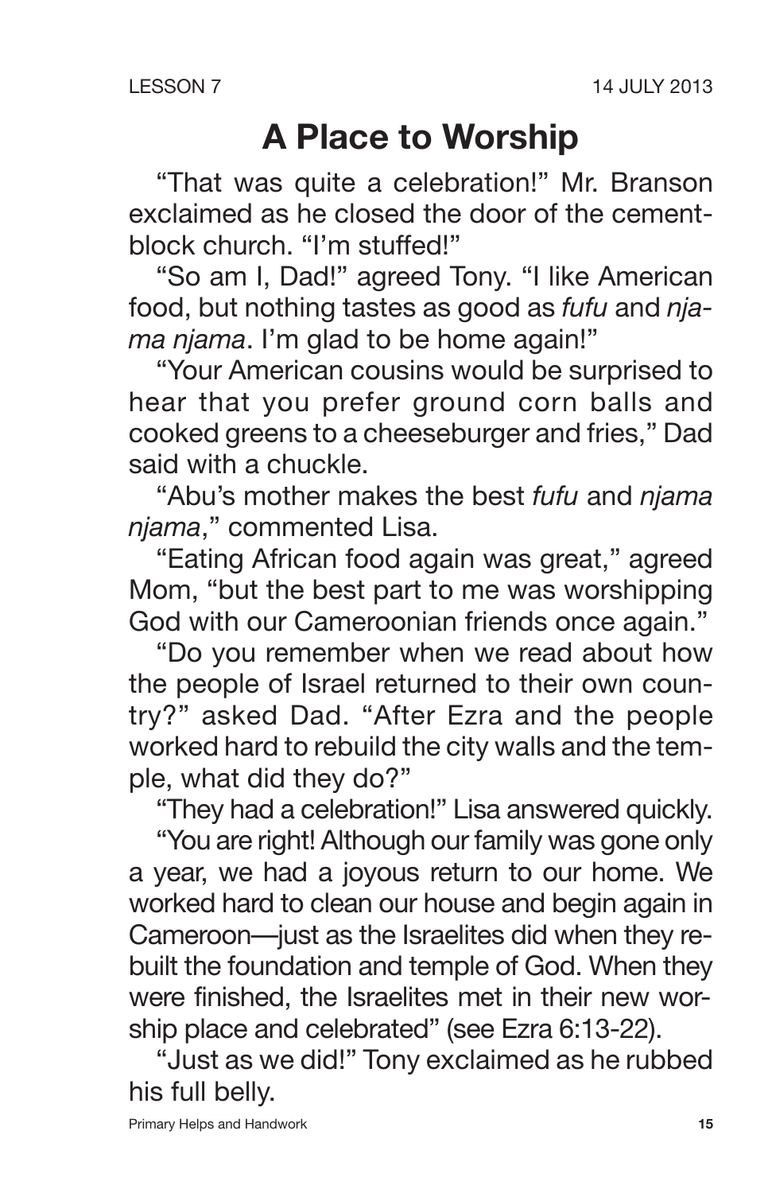LESSON 7 14 JULY 2013

# A Place to Worship

"That was quite a celebration!" Mr. Branson exclaimed as he closed the door of the cement-block church. "I'm stuffed!"

"So am I, Dad!" agreed Tony. "I like American food, but nothing tastes as good as *fufu* and *njama njama*. I'm glad to be home again!"

"Your American cousins would be surprised to hear that you prefer ground corn balls and cooked greens to a cheeseburger and fries," Dad said with a chuckle.

"Abu's mother makes the best *fufu* and *njama njama*," commented Lisa.

"Eating African food again was great," agreed Mom, "but the best part to me was worshipping God with our Cameroonian friends once again."

"Do you remember when we read about how the people of Israel returned to their own country?" asked Dad. "After Ezra and the people worked hard to rebuild the city walls and the temple, what did they do?"

"They had a celebration!" Lisa answered quickly.

"You are right! Although our family was gone only a year, we had a joyous return to our home. We worked hard to clean our house and begin again in Cameroon—just as the Israelites did when they rebuilt the foundation and temple of God. When they were finished, the Israelites met in their new worship place and celebrated" (see Ezra 6:13-22).

"Just as we did!" Tony exclaimed as he rubbed his full belly.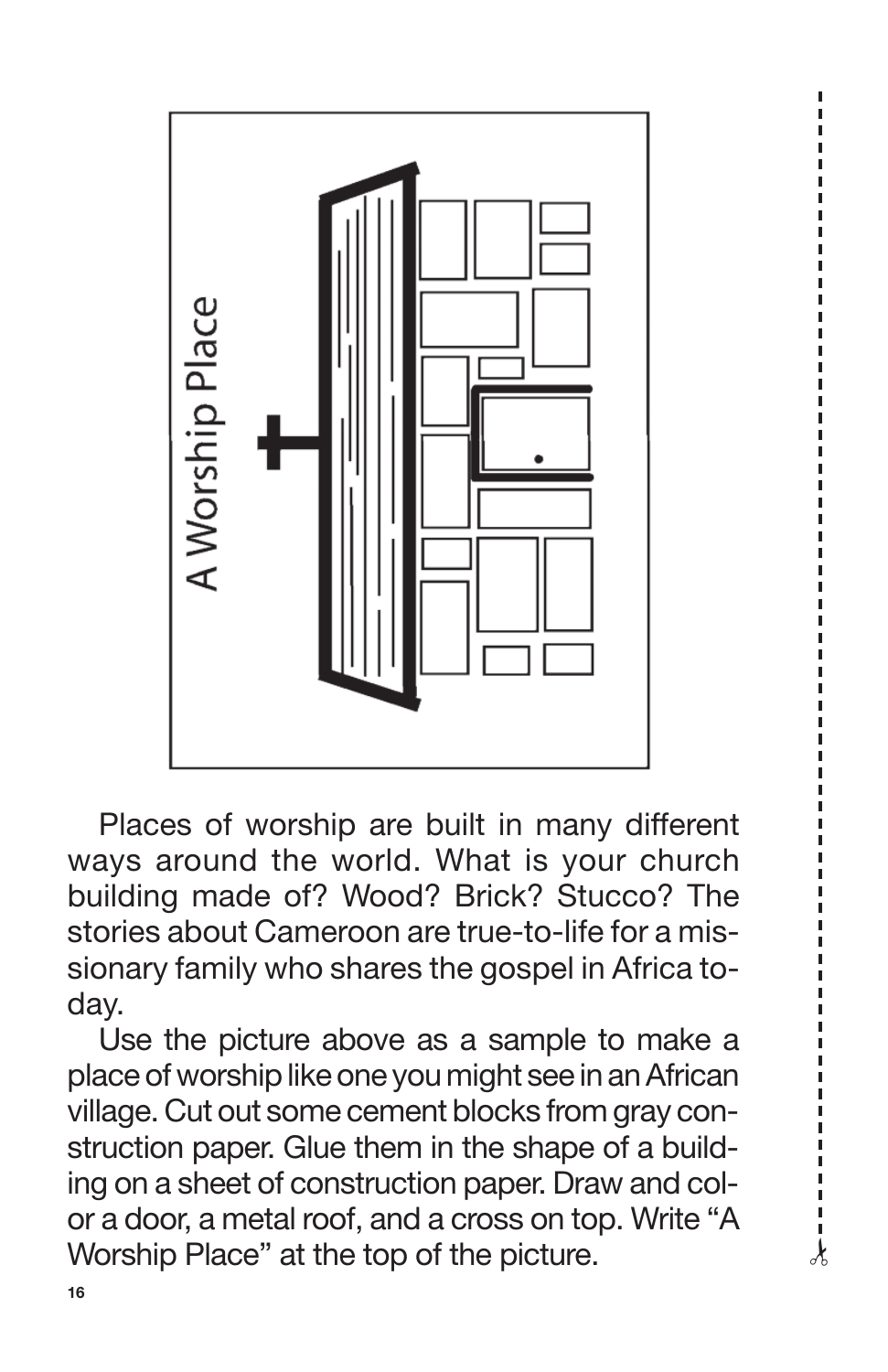Places of worship are built in many different ways around the world. What is your church building made of? Wood? Brick? Stucco? The stories about Cameroon are true-to-life for a missionary family who shares the gospel in Africa today.

Use the picture above as a sample to make a place of worship like one you might see in an African village. Cut out some cement blocks from gray construction paper. Glue them in the shape of a building on a sheet of construction paper. Draw and color a door, a metal roof, and a cross on top. Write "A Worship Place" at the top of the picture.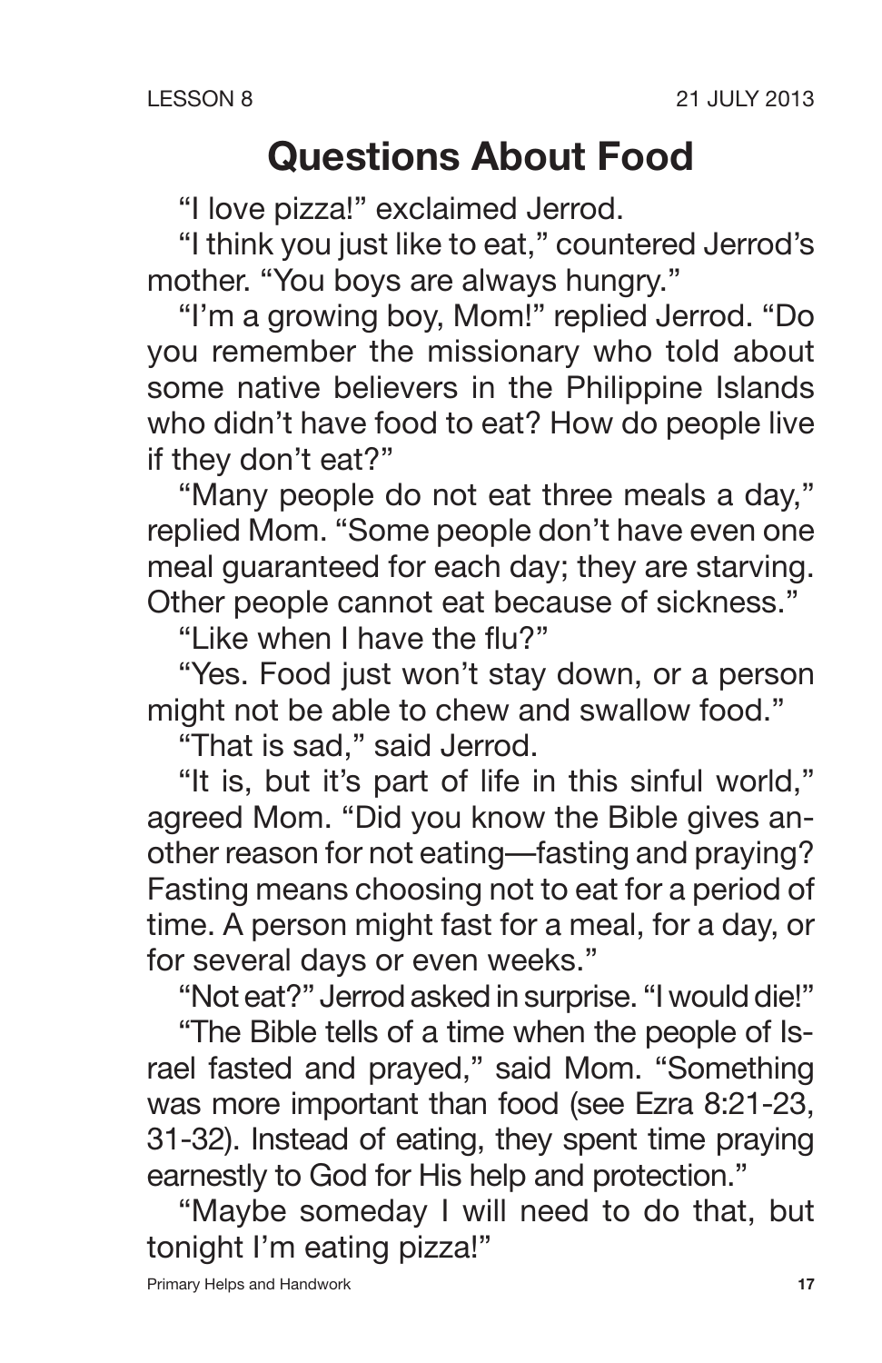LESSON 8 21 JULY 2013

# Questions About Food

"I love pizza!" exclaimed Jerrod.

"I think you just like to eat," countered Jerrod's mother. "You boys are always hungry."

"I'm a growing boy, Mom!" replied Jerrod. "Do you remember the missionary who told about some native believers in the Philippine Islands who didn't have food to eat? How do people live if they don't eat?"

"Many people do not eat three meals a day," replied Mom. "Some people don't have even one meal guaranteed for each day; they are starving. Other people cannot eat because of sickness."

"Like when I have the flu?"

"Yes. Food just won't stay down, or a person might not be able to chew and swallow food."

"That is sad," said Jerrod.

"It is, but it's part of life in this sinful world," agreed Mom. "Did you know the Bible gives another reason for not eating—fasting and praying? Fasting means choosing not to eat for a period of time. A person might fast for a meal, for a day, or for several days or even weeks."

"Not eat?" Jerrod asked in surprise. "I would die!"

"The Bible tells of a time when the people of Israel fasted and prayed," said Mom. "Something was more important than food (see Ezra 8:21-23, 31-32). Instead of eating, they spent time praying earnestly to God for His help and protection."

"Maybe someday I will need to do that, but tonight I'm eating pizza!"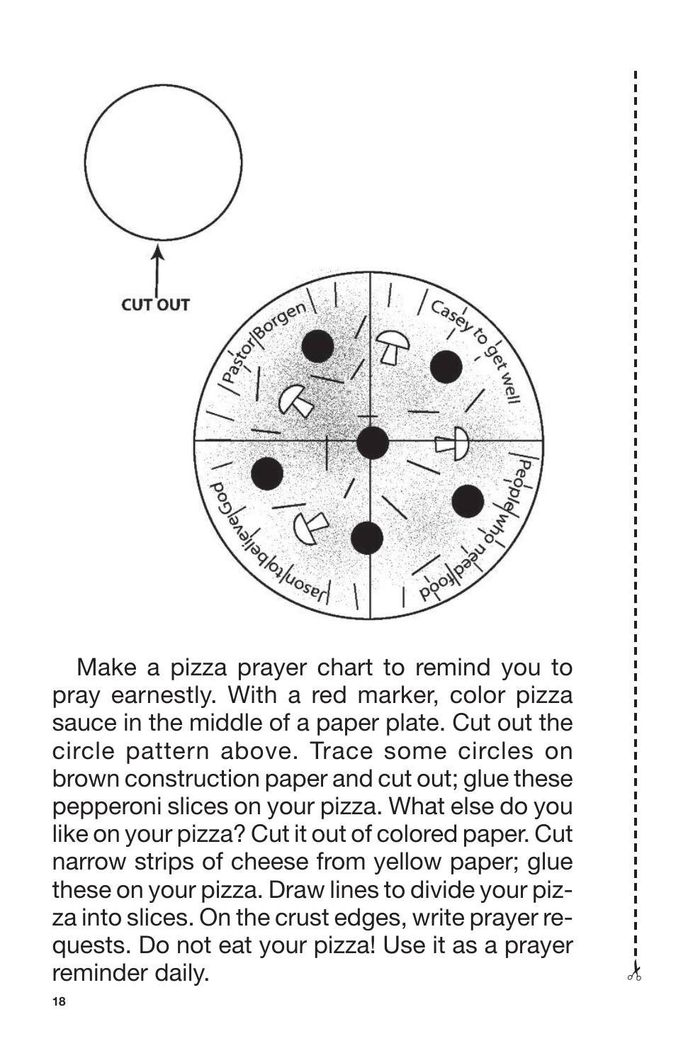CUT OUT

Pastor Borgen

Casey to get well

People who need food

Jason to believe God

Make a pizza prayer chart to remind you to pray earnestly. With a red marker, color pizza sauce in the middle of a paper plate. Cut out the circle pattern above. Trace some circles on brown construction paper and cut out; glue these pepperoni slices on your pizza. What else do you like on your pizza? Cut it out of colored paper. Cut narrow strips of cheese from yellow paper; glue these on your pizza. Draw lines to divide your pizza into slices. On the crust edges, write prayer requests. Do not eat your pizza! Use it as a prayer reminder daily.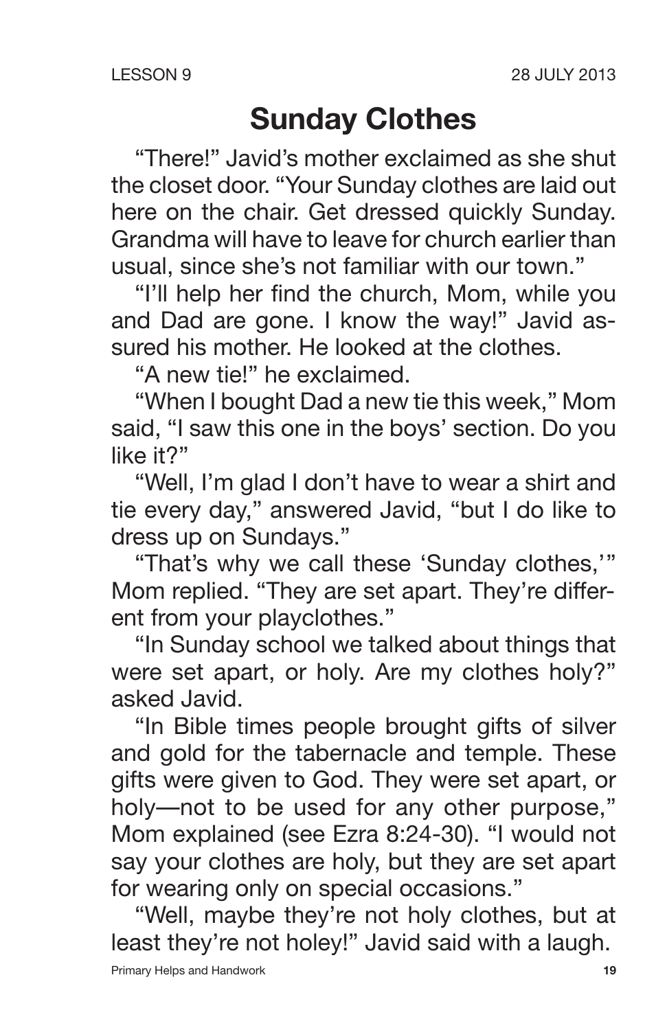# Sunday Clothes

"There!" Javid's mother exclaimed as she shut the closet door. "Your Sunday clothes are laid out here on the chair. Get dressed quickly Sunday. Grandma will have to leave for church earlier than usual, since she's not familiar with our town."

"I'll help her find the church, Mom, while you and Dad are gone. I know the way!" Javid assured his mother. He looked at the clothes.

"A new tie!" he exclaimed.

"When I bought Dad a new tie this week," Mom said, "I saw this one in the boys' section. Do you like it?"

"Well, I'm glad I don't have to wear a shirt and tie every day," answered Javid, "but I do like to dress up on Sundays."

"That's why we call these 'Sunday clothes,'" Mom replied. "They are set apart. They're different from your playclothes."

"In Sunday school we talked about things that were set apart, or holy. Are my clothes holy?" asked Javid.

"In Bible times people brought gifts of silver and gold for the tabernacle and temple. These gifts were given to God. They were set apart, or holy—not to be used for any other purpose," Mom explained (see Ezra 8:24-30). "I would not say your clothes are holy, but they are set apart for wearing only on special occasions."

"Well, maybe they're not holy clothes, but at least they're not holey!" Javid said with a laugh.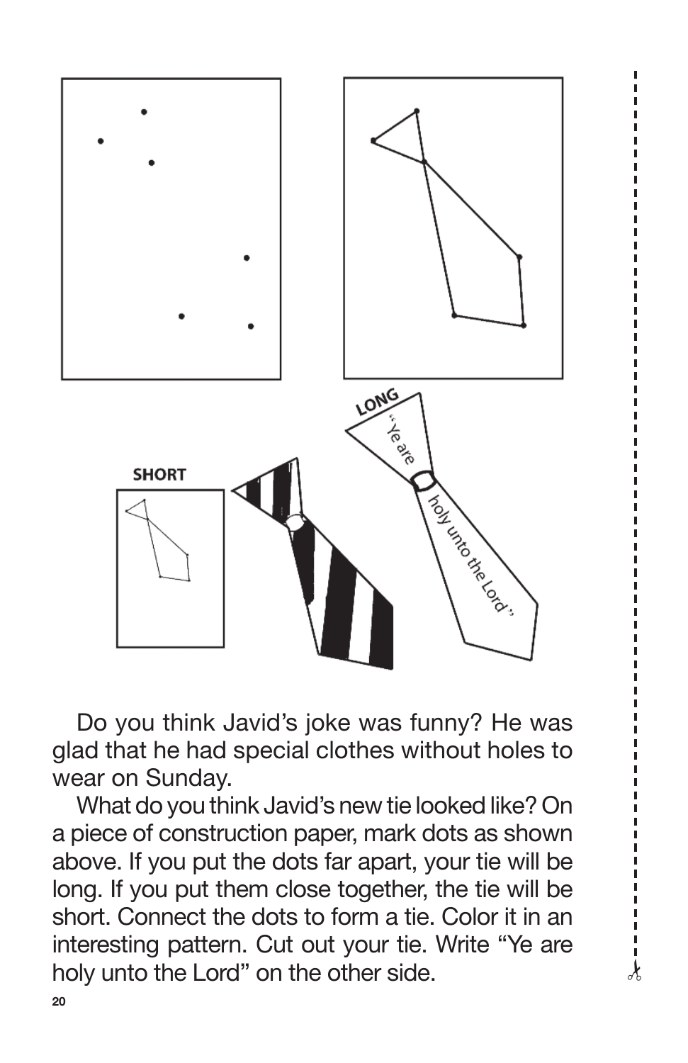Do you think Javid's joke was funny? He was glad that he had special clothes without holes to wear on Sunday.

What do you think Javid's new tie looked like? On a piece of construction paper, mark dots as shown above. If you put the dots far apart, your tie will be long. If you put them close together, the tie will be short. Connect the dots to form a tie. Color it in an interesting pattern. Cut out your tie. Write "Ye are holy unto the Lord" on the other side.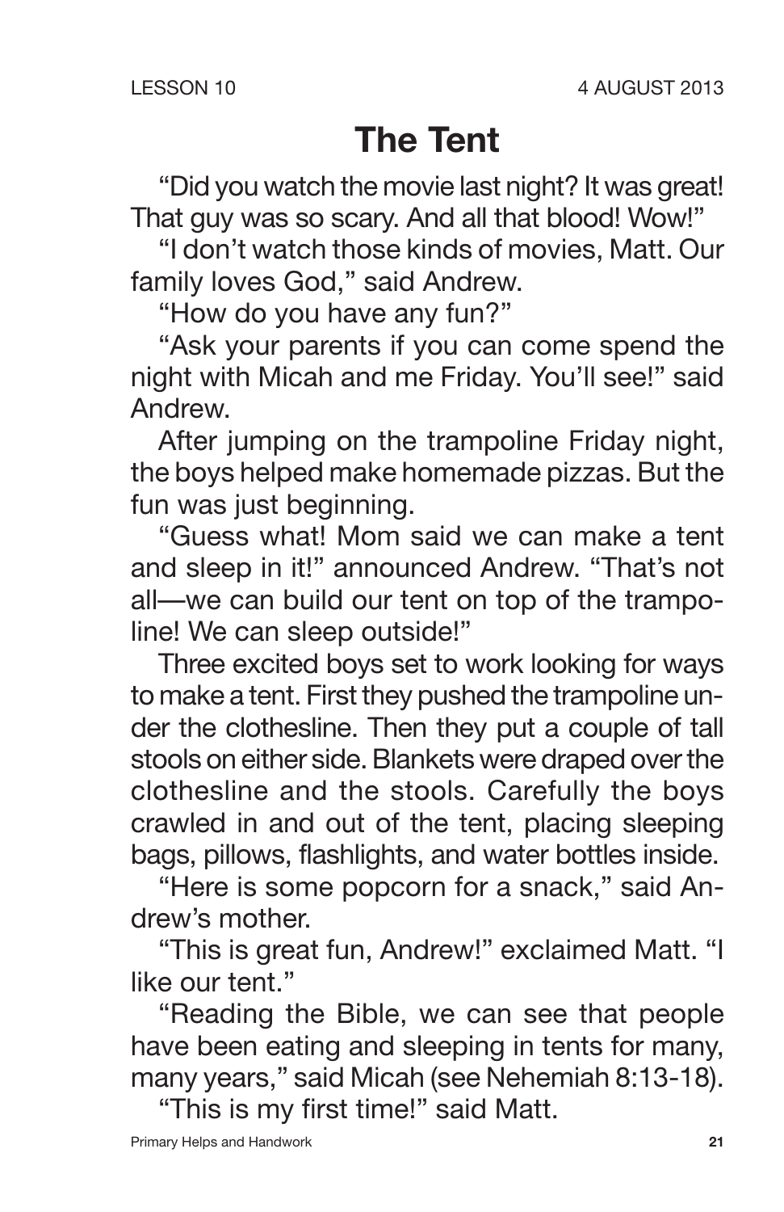# The Tent

"Did you watch the movie last night? It was great! That guy was so scary. And all that blood! Wow!"

"I don't watch those kinds of movies, Matt. Our family loves God," said Andrew.

"How do you have any fun?"

"Ask your parents if you can come spend the night with Micah and me Friday. You'll see!" said Andrew.

After jumping on the trampoline Friday night, the boys helped make homemade pizzas. But the fun was just beginning.

"Guess what! Mom said we can make a tent and sleep in it!" announced Andrew. "That's not all—we can build our tent on top of the trampoline! We can sleep outside!"

Three excited boys set to work looking for ways to make a tent. First they pushed the trampoline under the clothesline. Then they put a couple of tall stools on either side. Blankets were draped over the clothesline and the stools. Carefully the boys crawled in and out of the tent, placing sleeping bags, pillows, flashlights, and water bottles inside.

"Here is some popcorn for a snack," said Andrew's mother.

"This is great fun, Andrew!" exclaimed Matt. "I like our tent."

"Reading the Bible, we can see that people have been eating and sleeping in tents for many, many years," said Micah (see Nehemiah 8:13-18).

"This is my first time!" said Matt.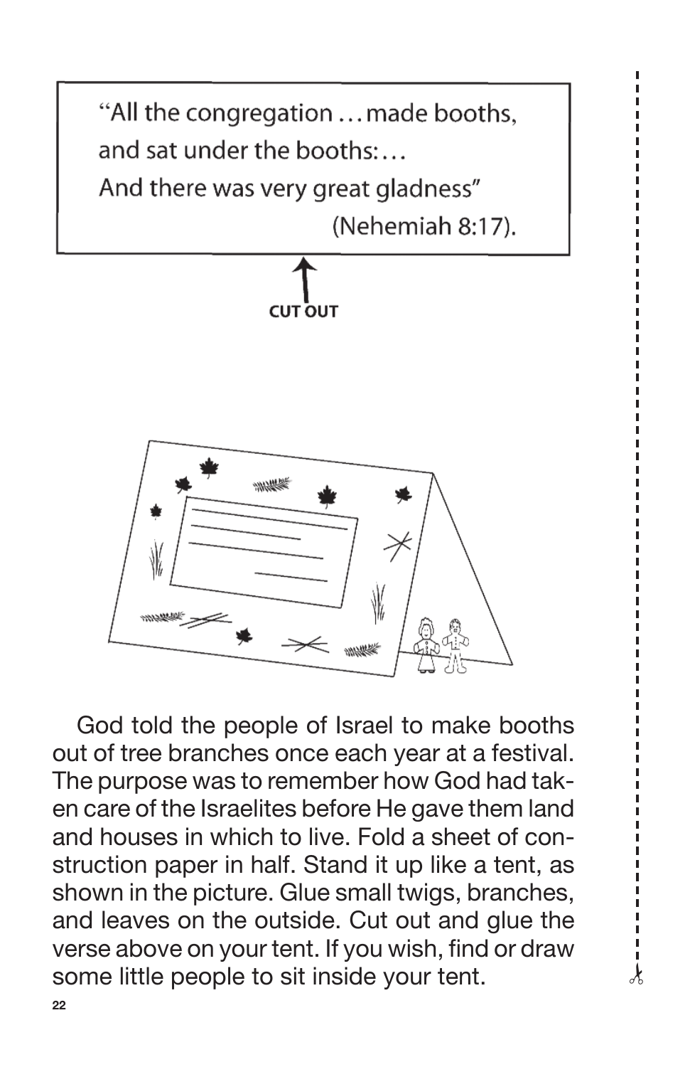"All the congregation ... made booths,
and sat under the booths: ...
And there was very great gladness"
(Nehemiah 8:17).

CUT OUT

God told the people of Israel to make booths out of tree branches once each year at a festival. The purpose was to remember how God had taken care of the Israelites before He gave them land and houses in which to live. Fold a sheet of construction paper in half. Stand it up like a tent, as shown in the picture. Glue small twigs, branches, and leaves on the outside. Cut out and glue the verse above on your tent. If you wish, find or draw some little people to sit inside your tent.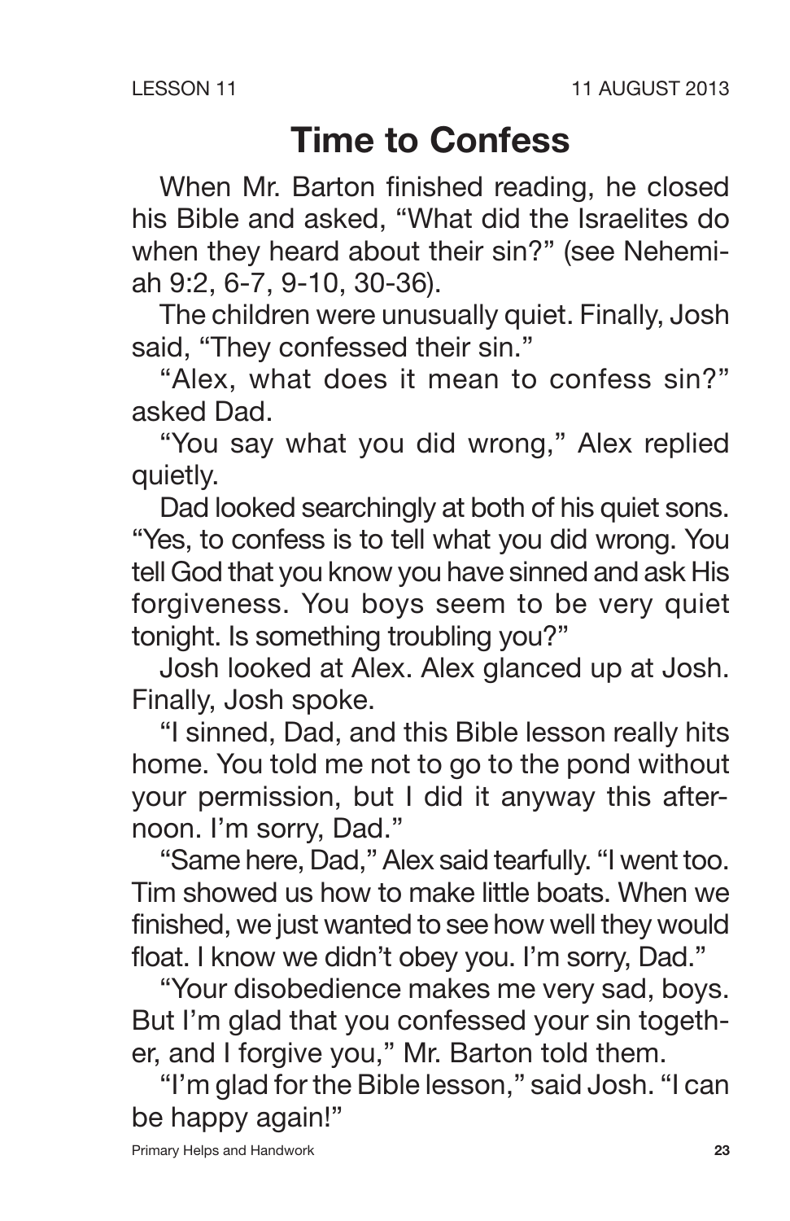LESSON 11 11 AUGUST 2013

# Time to Confess

When Mr. Barton finished reading, he closed his Bible and asked, "What did the Israelites do when they heard about their sin?" (see Nehemiah 9:2, 6-7, 9-10, 30-36).

The children were unusually quiet. Finally, Josh said, "They confessed their sin."

"Alex, what does it mean to confess sin?" asked Dad.

"You say what you did wrong," Alex replied quietly.

Dad looked searchingly at both of his quiet sons. "Yes, to confess is to tell what you did wrong. You tell God that you know you have sinned and ask His forgiveness. You boys seem to be very quiet tonight. Is something troubling you?"

Josh looked at Alex. Alex glanced up at Josh. Finally, Josh spoke.

"I sinned, Dad, and this Bible lesson really hits home. You told me not to go to the pond without your permission, but I did it anyway this afternoon. I'm sorry, Dad."

"Same here, Dad," Alex said tearfully. "I went too. Tim showed us how to make little boats. When we finished, we just wanted to see how well they would float. I know we didn't obey you. I'm sorry, Dad."

"Your disobedience makes me very sad, boys. But I'm glad that you confessed your sin together, and I forgive you," Mr. Barton told them.

"I'm glad for the Bible lesson," said Josh. "I can be happy again!"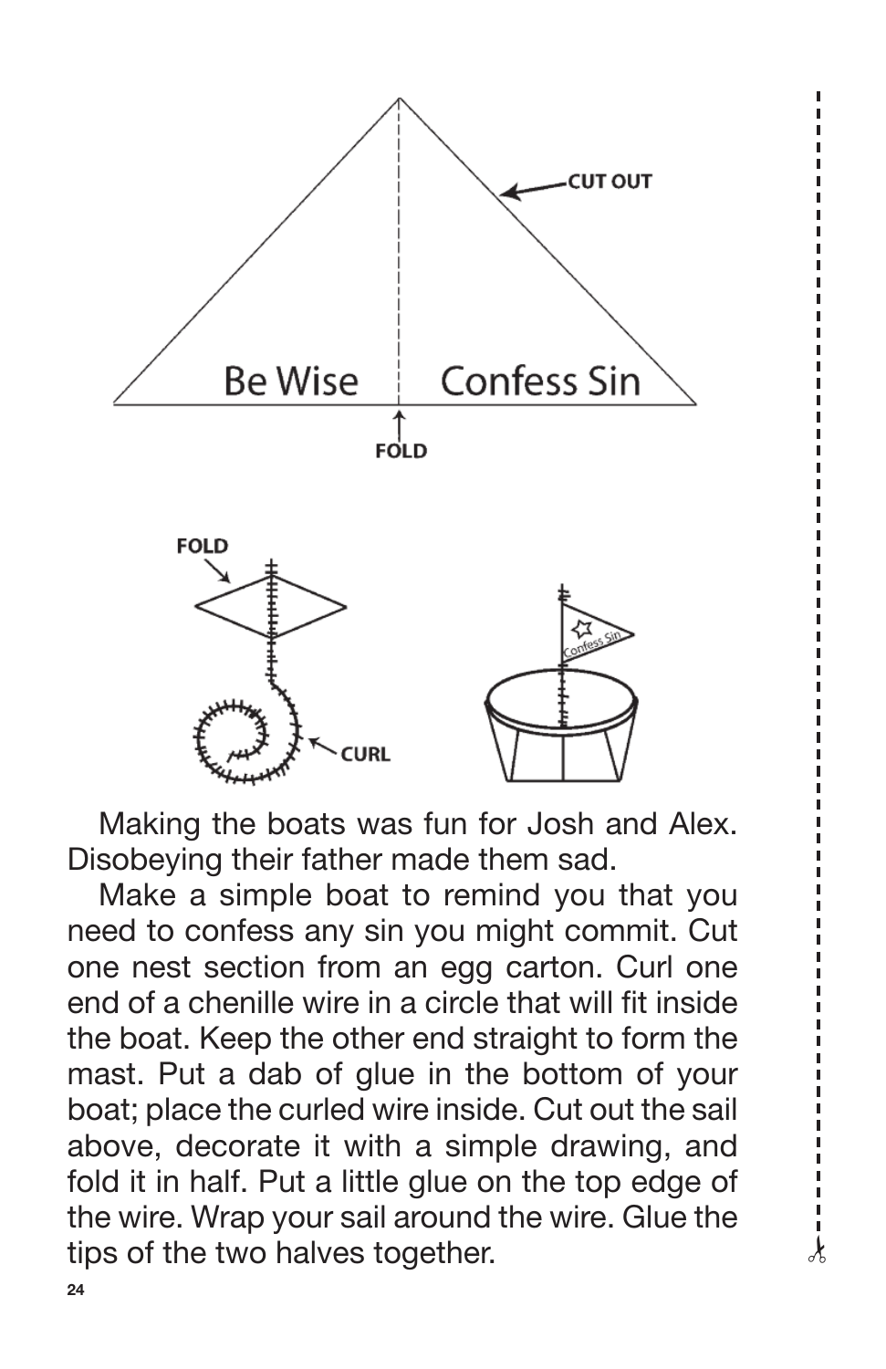Be Wise Confess Sin

Making the boats was fun for Josh and Alex. Disobeying their father made them sad.

Make a simple boat to remind you that you need to confess any sin you might commit. Cut one nest section from an egg carton. Curl one end of a chenille wire in a circle that will fit inside the boat. Keep the other end straight to form the mast. Put a dab of glue in the bottom of your boat; place the curled wire inside. Cut out the sail above, decorate it with a simple drawing, and fold it in half. Put a little glue on the top edge of the wire. Wrap your sail around the wire. Glue the tips of the two halves together.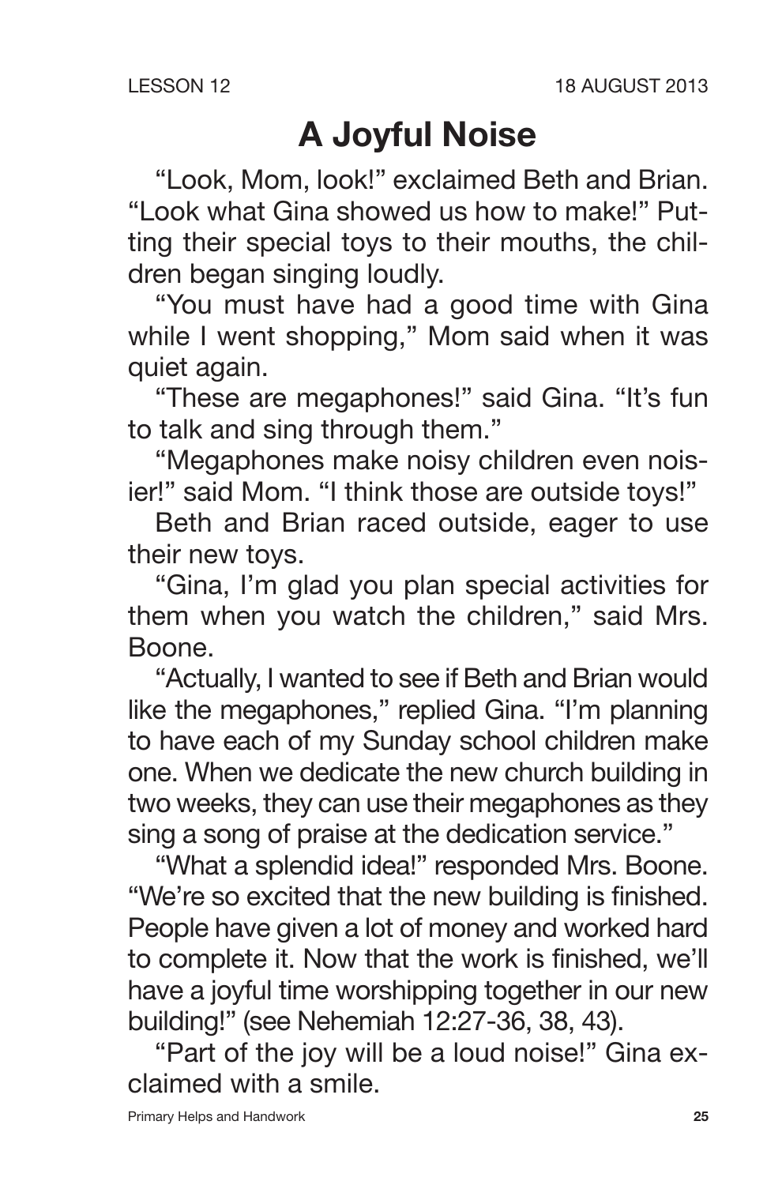# A Joyful Noise

"Look, Mom, look!" exclaimed Beth and Brian. "Look what Gina showed us how to make!" Putting their special toys to their mouths, the children began singing loudly.

"You must have had a good time with Gina while I went shopping," Mom said when it was quiet again.

"These are megaphones!" said Gina. "It's fun to talk and sing through them."

"Megaphones make noisy children even noisier!" said Mom. "I think those are outside toys!"

Beth and Brian raced outside, eager to use their new toys.

"Gina, I'm glad you plan special activities for them when you watch the children," said Mrs. Boone.

"Actually, I wanted to see if Beth and Brian would like the megaphones," replied Gina. "I'm planning to have each of my Sunday school children make one. When we dedicate the new church building in two weeks, they can use their megaphones as they sing a song of praise at the dedication service."

"What a splendid idea!" responded Mrs. Boone. "We're so excited that the new building is finished. People have given a lot of money and worked hard to complete it. Now that the work is finished, we'll have a joyful time worshipping together in our new building!" (see Nehemiah 12:27-36, 38, 43).

"Part of the joy will be a loud noise!" Gina exclaimed with a smile.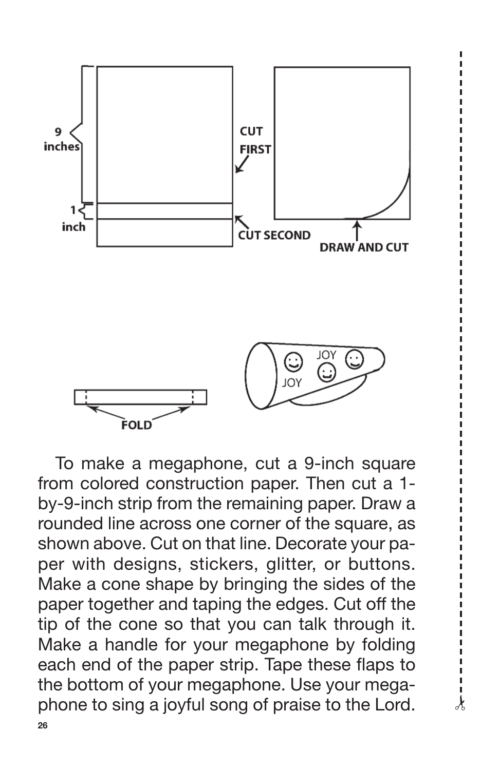9 inches

1 inch

CUT FIRST

CUT SECOND

DRAW AND CUT

FOLD

JOY

JOY

To make a megaphone, cut a 9-inch square from colored construction paper. Then cut a 1-by-9-inch strip from the remaining paper. Draw a rounded line across one corner of the square, as shown above. Cut on that line. Decorate your paper with designs, stickers, glitter, or buttons. Make a cone shape by bringing the sides of the paper together and taping the edges. Cut off the tip of the cone so that you can talk through it. Make a handle for your megaphone by folding each end of the paper strip. Tape these flaps to the bottom of your megaphone. Use your megaphone to sing a joyful song of praise to the Lord.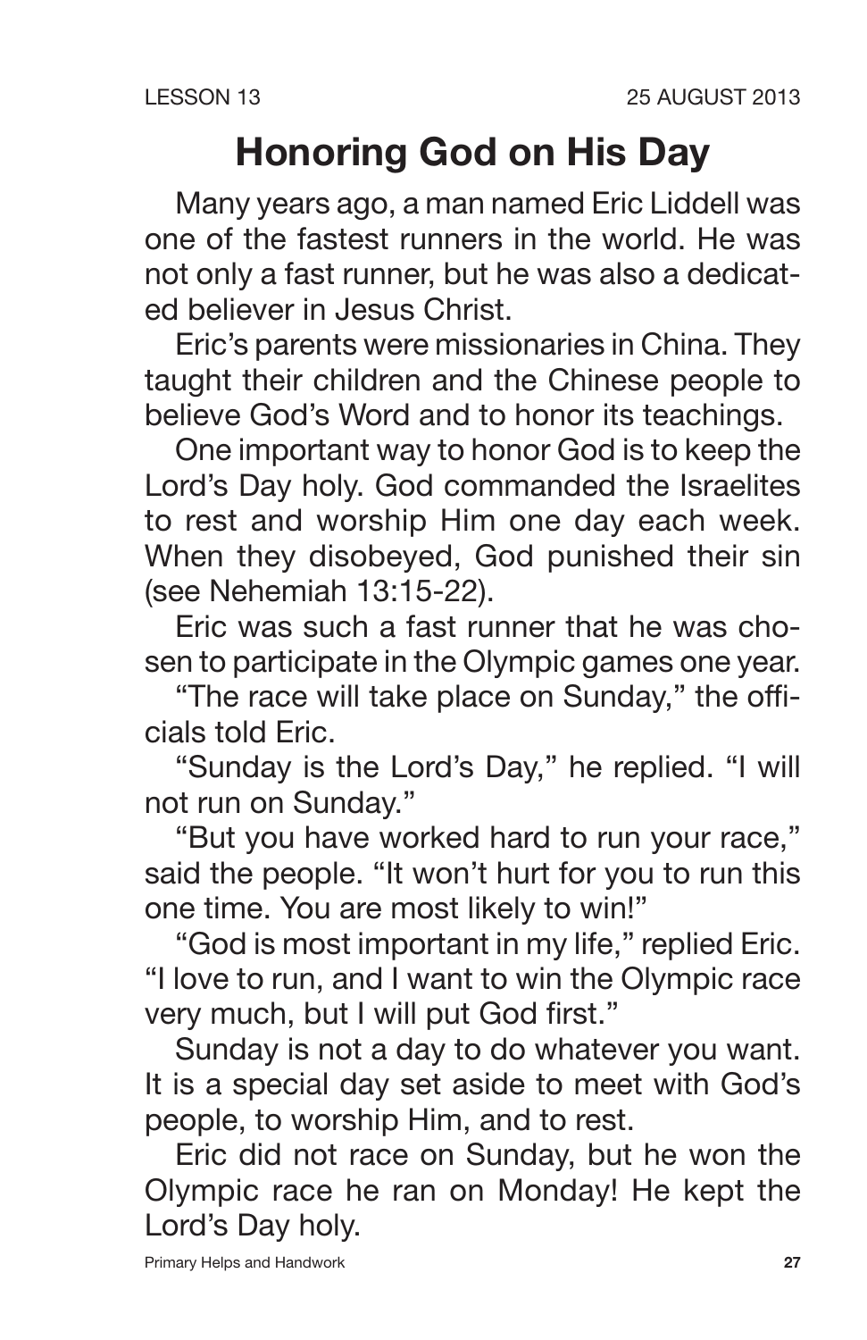LESSON 13 25 AUGUST 2013

# Honoring God on His Day

Many years ago, a man named Eric Liddell was one of the fastest runners in the world. He was not only a fast runner, but he was also a dedicated believer in Jesus Christ.

Eric's parents were missionaries in China. They taught their children and the Chinese people to believe God's Word and to honor its teachings.

One important way to honor God is to keep the Lord's Day holy. God commanded the Israelites to rest and worship Him one day each week. When they disobeyed, God punished their sin (see Nehemiah 13:15-22).

Eric was such a fast runner that he was chosen to participate in the Olympic games one year.

"The race will take place on Sunday," the officials told Eric.

"Sunday is the Lord's Day," he replied. "I will not run on Sunday."

"But you have worked hard to run your race," said the people. "It won't hurt for you to run this one time. You are most likely to win!"

"God is most important in my life," replied Eric. "I love to run, and I want to win the Olympic race very much, but I will put God first."

Sunday is not a day to do whatever you want. It is a special day set aside to meet with God's people, to worship Him, and to rest.

Eric did not race on Sunday, but he won the Olympic race he ran on Monday! He kept the Lord's Day holy.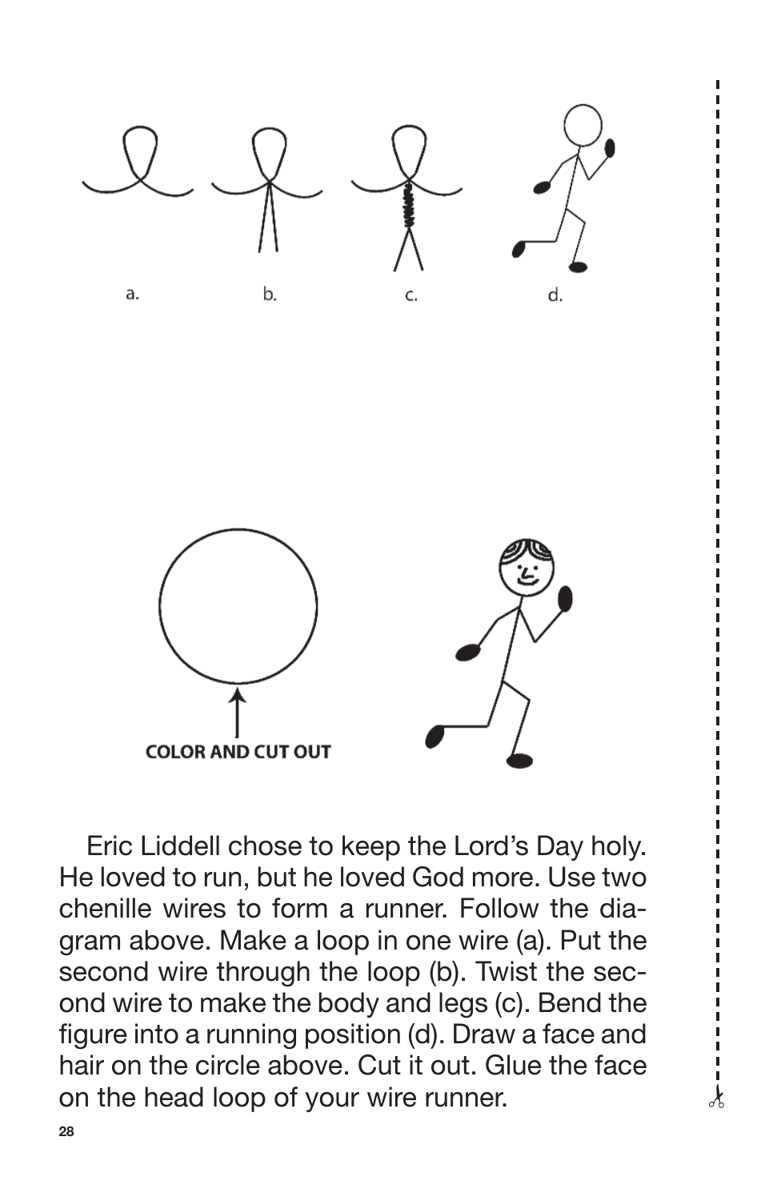a. b. c. d.

COLOR AND CUT OUT

Eric Liddell chose to keep the Lord's Day holy. He loved to run, but he loved God more. Use two chenille wires to form a runner. Follow the diagram above. Make a loop in one wire (a). Put the second wire through the loop (b). Twist the second wire to make the body and legs (c). Bend the figure into a running position (d). Draw a face and hair on the circle above. Cut it out. Glue the face on the head loop of your wire runner.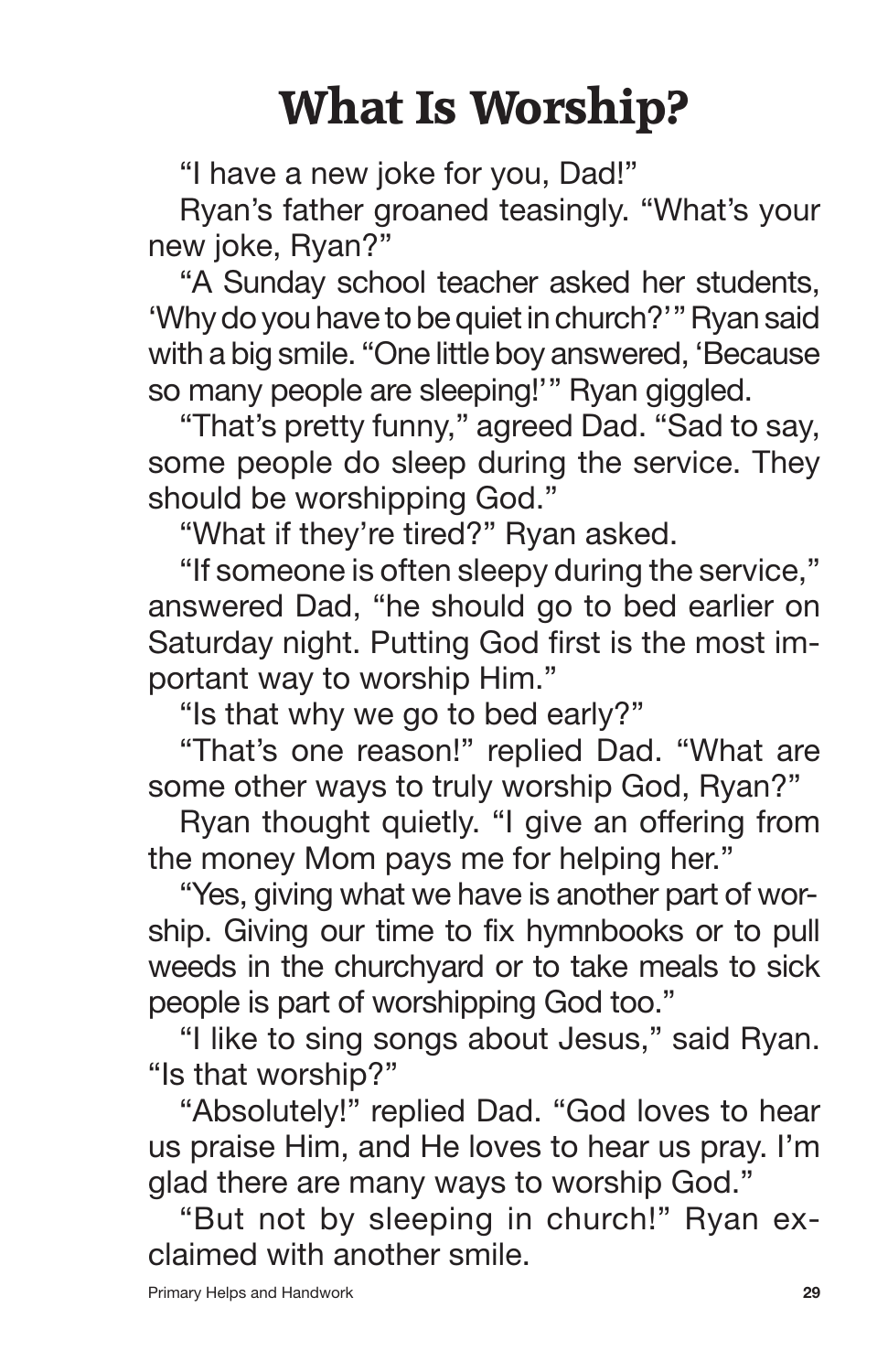# What Is Worship?

"I have a new joke for you, Dad!"

Ryan's father groaned teasingly. "What's your new joke, Ryan?"

"A Sunday school teacher asked her students, 'Why do you have to be quiet in church?'" Ryan said with a big smile. "One little boy answered, 'Because so many people are sleeping!'" Ryan giggled.

"That's pretty funny," agreed Dad. "Sad to say, some people do sleep during the service. They should be worshipping God."

"What if they're tired?" Ryan asked.

"If someone is often sleepy during the service," answered Dad, "he should go to bed earlier on Saturday night. Putting God first is the most important way to worship Him."

"Is that why we go to bed early?"

"That's one reason!" replied Dad. "What are some other ways to truly worship God, Ryan?"

Ryan thought quietly. "I give an offering from the money Mom pays me for helping her."

"Yes, giving what we have is another part of worship. Giving our time to fix hymnbooks or to pull weeds in the churchyard or to take meals to sick people is part of worshipping God too."

"I like to sing songs about Jesus," said Ryan. "Is that worship?"

"Absolutely!" replied Dad. "God loves to hear us praise Him, and He loves to hear us pray. I'm glad there are many ways to worship God."

"But not by sleeping in church!" Ryan exclaimed with another smile.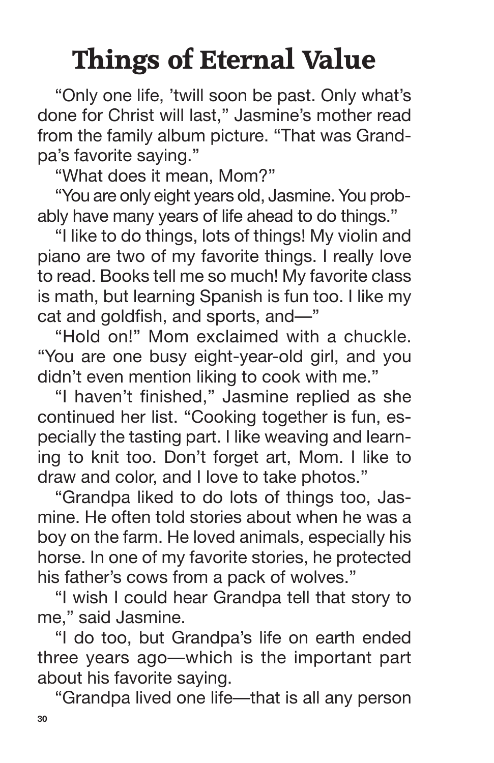# Things of Eternal Value

"Only one life, 'twill soon be past. Only what's done for Christ will last," Jasmine's mother read from the family album picture. "That was Grandpa's favorite saying."

"What does it mean, Mom?"

"You are only eight years old, Jasmine. You probably have many years of life ahead to do things."

"I like to do things, lots of things! My violin and piano are two of my favorite things. I really love to read. Books tell me so much! My favorite class is math, but learning Spanish is fun too. I like my cat and goldfish, and sports, and—"

"Hold on!" Mom exclaimed with a chuckle. "You are one busy eight-year-old girl, and you didn't even mention liking to cook with me."

"I haven't finished," Jasmine replied as she continued her list. "Cooking together is fun, especially the tasting part. I like weaving and learning to knit too. Don't forget art, Mom. I like to draw and color, and I love to take photos."

"Grandpa liked to do lots of things too, Jasmine. He often told stories about when he was a boy on the farm. He loved animals, especially his horse. In one of my favorite stories, he protected his father's cows from a pack of wolves."

"I wish I could hear Grandpa tell that story to me," said Jasmine.

"I do too, but Grandpa's life on earth ended three years ago—which is the important part about his favorite saying.

"Grandpa lived one life—that is all any person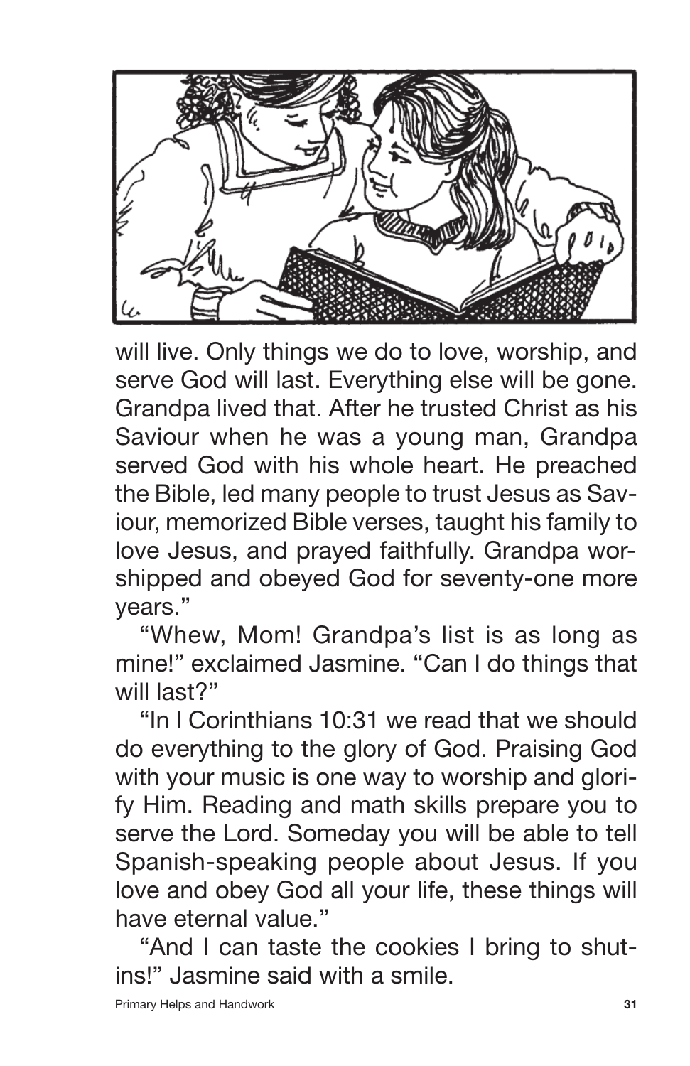will live. Only things we do to love, worship, and serve God will last. Everything else will be gone. Grandpa lived that. After he trusted Christ as his Saviour when he was a young man, Grandpa served God with his whole heart. He preached the Bible, led many people to trust Jesus as Saviour, memorized Bible verses, taught his family to love Jesus, and prayed faithfully. Grandpa worshipped and obeyed God for seventy-one more years."

"Whew, Mom! Grandpa's list is as long as mine!" exclaimed Jasmine. "Can I do things that will last?"

"In I Corinthians 10:31 we read that we should do everything to the glory of God. Praising God with your music is one way to worship and glorify Him. Reading and math skills prepare you to serve the Lord. Someday you will be able to tell Spanish-speaking people about Jesus. If you love and obey God all your life, these things will have eternal value."

"And I can taste the cookies I bring to shut-ins!" Jasmine said with a smile.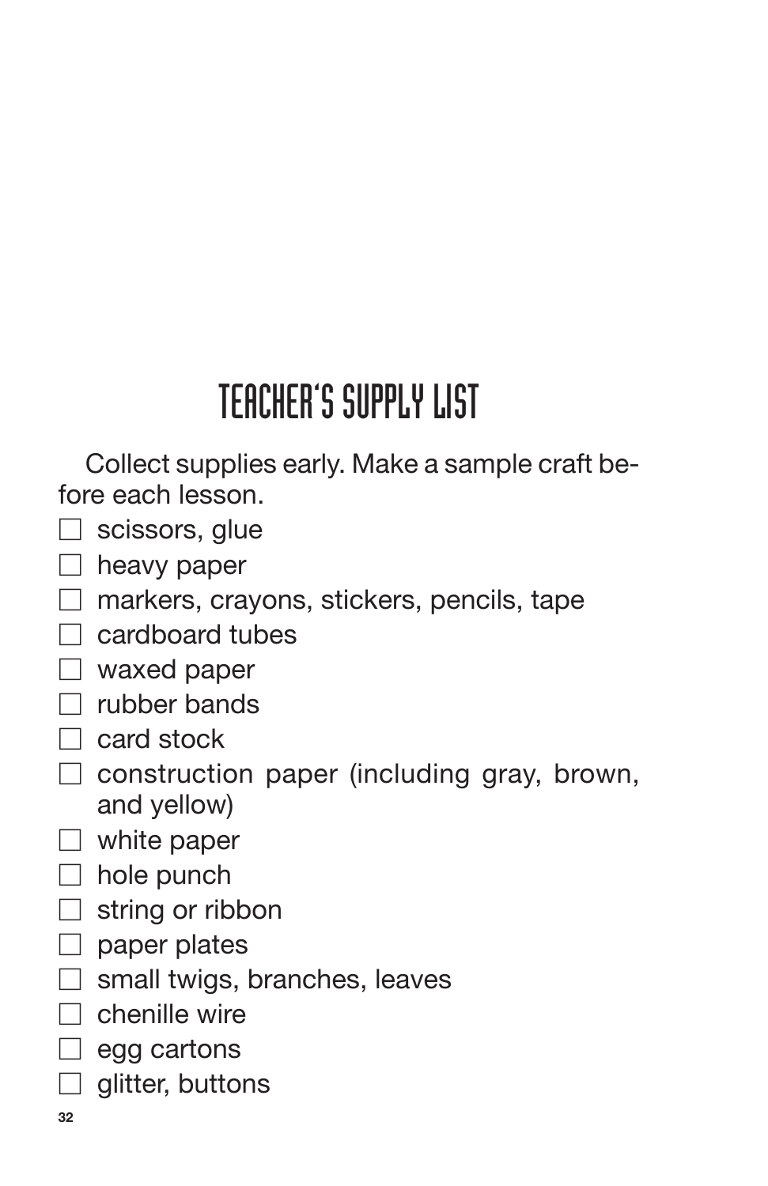# TEACHER'S SUPPLY LIST

Collect supplies early. Make a sample craft before each lesson.

- [ ] scissors, glue
- [ ] heavy paper
- [ ] markers, crayons, stickers, pencils, tape
- [ ] cardboard tubes
- [ ] waxed paper
- [ ] rubber bands
- [ ] card stock
- [ ] construction paper (including gray, brown, and yellow)
- [ ] white paper
- [ ] hole punch
- [ ] string or ribbon
- [ ] paper plates
- [ ] small twigs, branches, leaves
- [ ] chenille wire
- [ ] egg cartons
- [ ] glitter, buttons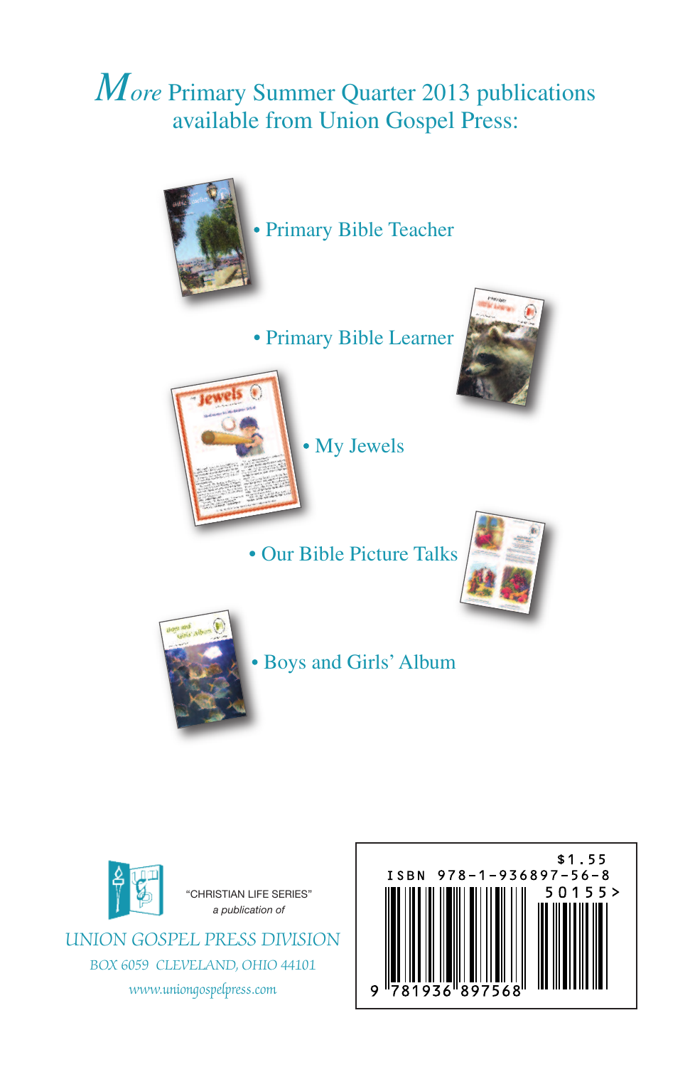# *More* Primary Summer Quarter 2013 publications available from Union Gospel Press:

- Primary Bible Teacher
- Primary Bible Learner
- My Jewels
- Our Bible Picture Talks
- Boys and Girls' Album

"CHRISTIAN LIFE SERIES"
*a publication of*

*UNION GOSPEL PRESS DIVISION*
*BOX 6059 CLEVELAND, OHIO 44101*
*www.uniongospelpress.com*

$1.55
ISBN 978-1-936897-56-8
50155>
9 781936 897568